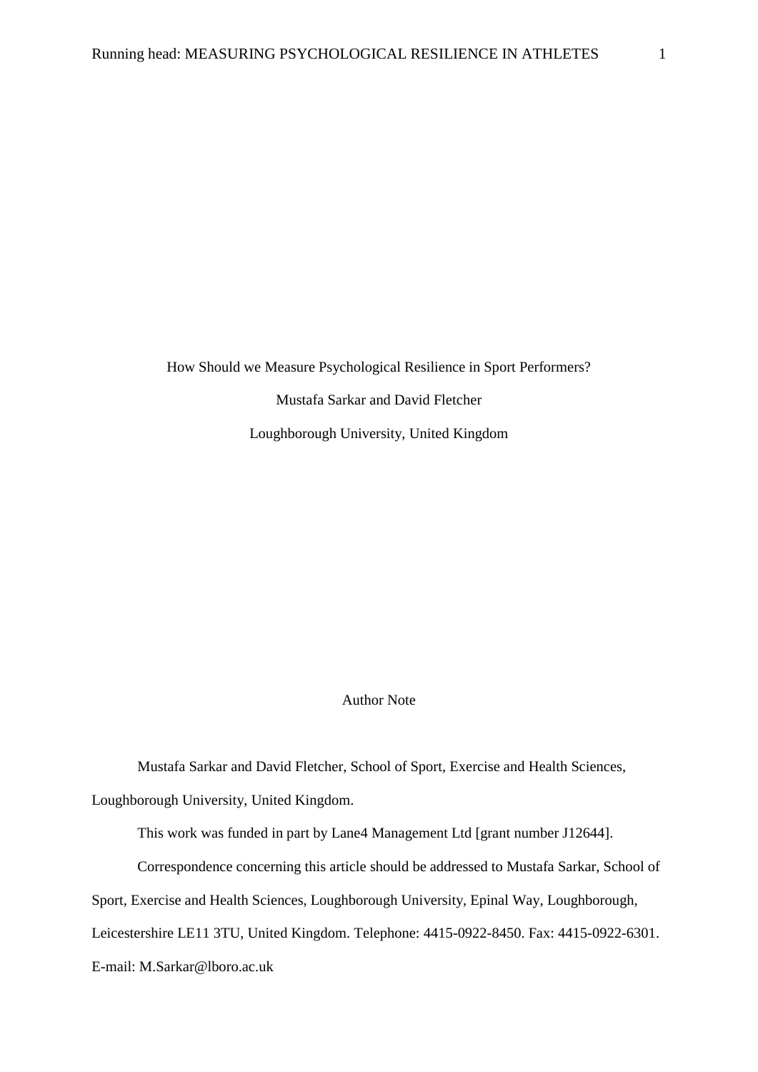# How Should we Measure Psychological Resilience in Sport Performers?

Mustafa Sarkar and David Fletcher

Loughborough University, United Kingdom

## Author Note

Mustafa Sarkar and David Fletcher, School of Sport, Exercise and Health Sciences, Loughborough University, United Kingdom.

This work was funded in part by Lane4 Management Ltd [grant number J12644].

Correspondence concerning this article should be addressed to Mustafa Sarkar, School of Sport, Exercise and Health Sciences, Loughborough University, Epinal Way, Loughborough, Leicestershire LE11 3TU, United Kingdom. Telephone: 4415-0922-8450. Fax: 4415-0922-6301. E-mail: M.Sarkar@lboro.ac.uk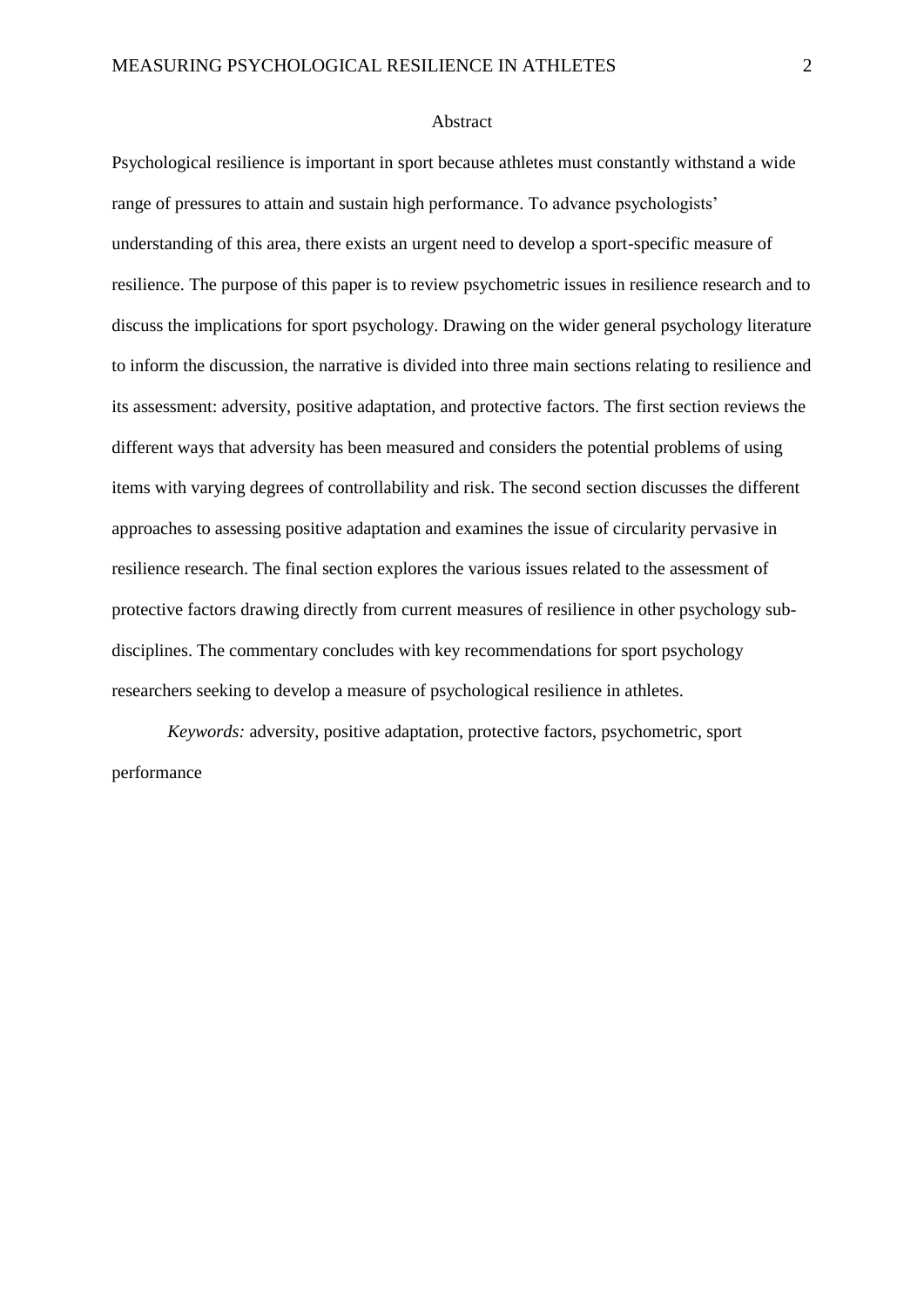## Abstract

Psychological resilience is important in sport because athletes must constantly withstand a wide range of pressures to attain and sustain high performance. To advance psychologists' understanding of this area, there exists an urgent need to develop a sport-specific measure of resilience. The purpose of this paper is to review psychometric issues in resilience research and to discuss the implications for sport psychology. Drawing on the wider general psychology literature to inform the discussion, the narrative is divided into three main sections relating to resilience and its assessment: adversity, positive adaptation, and protective factors. The first section reviews the different ways that adversity has been measured and considers the potential problems of using items with varying degrees of controllability and risk. The second section discusses the different approaches to assessing positive adaptation and examines the issue of circularity pervasive in resilience research. The final section explores the various issues related to the assessment of protective factors drawing directly from current measures of resilience in other psychology sub-disciplines. The commentary concludes with key recommendations for sport psychology researchers seeking to develop a measure of psychological resilience in athletes.

*Keywords:* adversity, positive adaptation, protective factors, psychometric, sport performance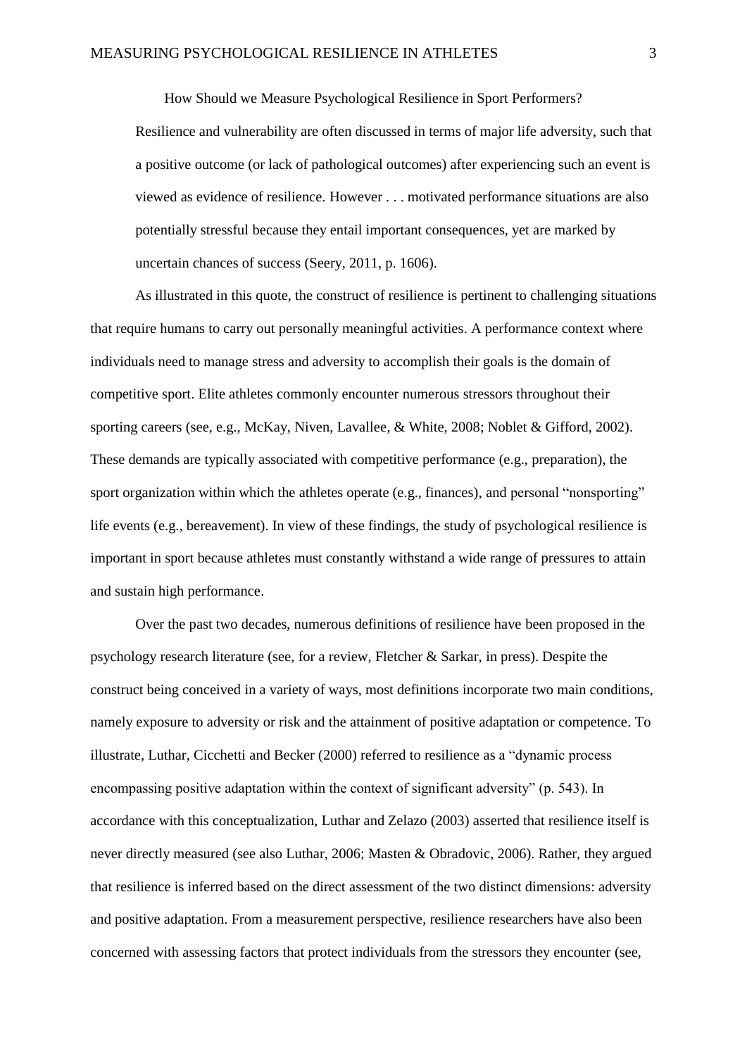# How Should we Measure Psychological Resilience in Sport Performers?

> Resilience and vulnerability are often discussed in terms of major life adversity, such that a positive outcome (or lack of pathological outcomes) after experiencing such an event is viewed as evidence of resilience. However . . . motivated performance situations are also potentially stressful because they entail important consequences, yet are marked by uncertain chances of success (Seery, 2011, p. 1606).

As illustrated in this quote, the construct of resilience is pertinent to challenging situations that require humans to carry out personally meaningful activities. A performance context where individuals need to manage stress and adversity to accomplish their goals is the domain of competitive sport. Elite athletes commonly encounter numerous stressors throughout their sporting careers (see, e.g., McKay, Niven, Lavallee, & White, 2008; Noblet & Gifford, 2002). These demands are typically associated with competitive performance (e.g., preparation), the sport organization within which the athletes operate (e.g., finances), and personal "nonsporting" life events (e.g., bereavement). In view of these findings, the study of psychological resilience is important in sport because athletes must constantly withstand a wide range of pressures to attain and sustain high performance.

Over the past two decades, numerous definitions of resilience have been proposed in the psychology research literature (see, for a review, Fletcher & Sarkar, in press). Despite the construct being conceived in a variety of ways, most definitions incorporate two main conditions, namely exposure to adversity or risk and the attainment of positive adaptation or competence. To illustrate, Luthar, Cicchetti and Becker (2000) referred to resilience as a "dynamic process encompassing positive adaptation within the context of significant adversity" (p. 543). In accordance with this conceptualization, Luthar and Zelazo (2003) asserted that resilience itself is never directly measured (see also Luthar, 2006; Masten & Obradovic, 2006). Rather, they argued that resilience is inferred based on the direct assessment of the two distinct dimensions: adversity and positive adaptation. From a measurement perspective, resilience researchers have also been concerned with assessing factors that protect individuals from the stressors they encounter (see,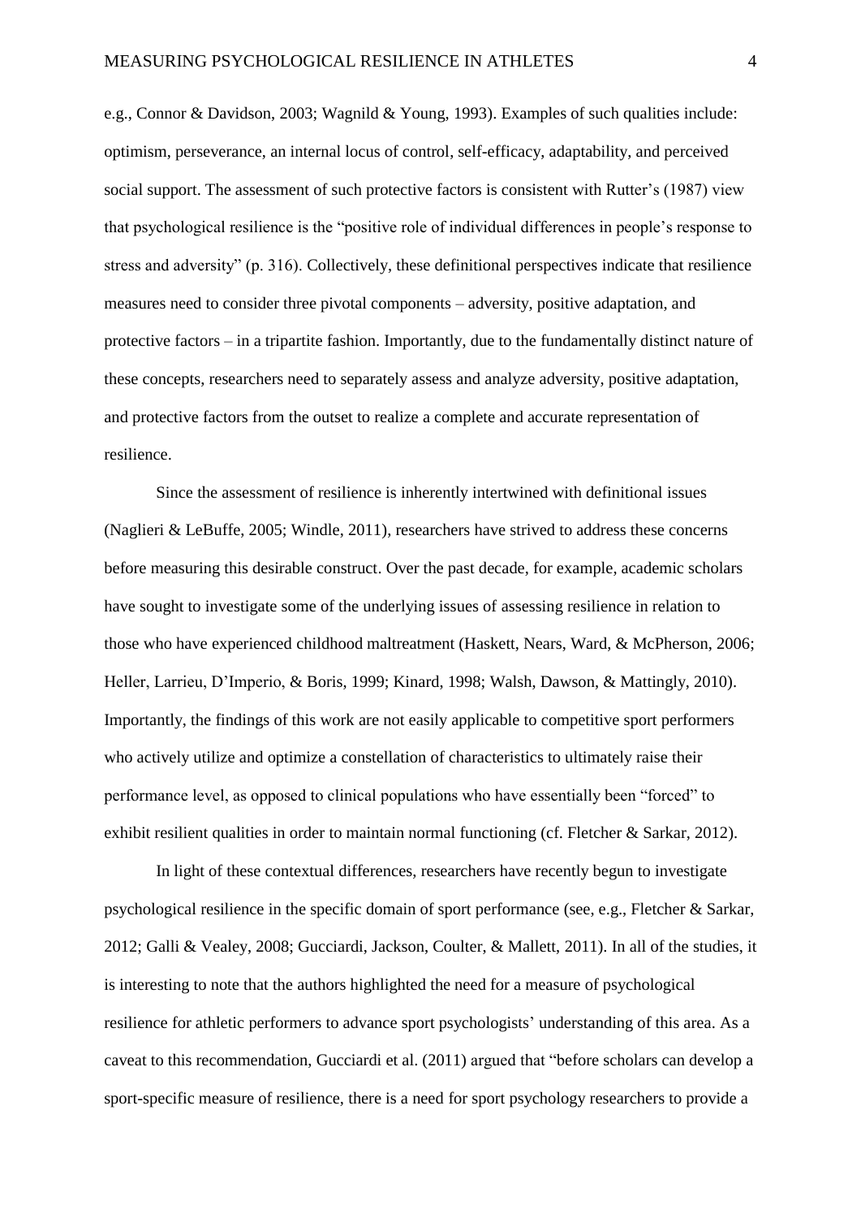e.g., Connor & Davidson, 2003; Wagnild & Young, 1993). Examples of such qualities include: optimism, perseverance, an internal locus of control, self-efficacy, adaptability, and perceived social support. The assessment of such protective factors is consistent with Rutter's (1987) view that psychological resilience is the "positive role of individual differences in people's response to stress and adversity" (p. 316). Collectively, these definitional perspectives indicate that resilience measures need to consider three pivotal components – adversity, positive adaptation, and protective factors – in a tripartite fashion. Importantly, due to the fundamentally distinct nature of these concepts, researchers need to separately assess and analyze adversity, positive adaptation, and protective factors from the outset to realize a complete and accurate representation of resilience.

Since the assessment of resilience is inherently intertwined with definitional issues (Naglieri & LeBuffe, 2005; Windle, 2011), researchers have strived to address these concerns before measuring this desirable construct. Over the past decade, for example, academic scholars have sought to investigate some of the underlying issues of assessing resilience in relation to those who have experienced childhood maltreatment (Haskett, Nears, Ward, & McPherson, 2006; Heller, Larrieu, D'Imperio, & Boris, 1999; Kinard, 1998; Walsh, Dawson, & Mattingly, 2010). Importantly, the findings of this work are not easily applicable to competitive sport performers who actively utilize and optimize a constellation of characteristics to ultimately raise their performance level, as opposed to clinical populations who have essentially been "forced" to exhibit resilient qualities in order to maintain normal functioning (cf. Fletcher & Sarkar, 2012).

In light of these contextual differences, researchers have recently begun to investigate psychological resilience in the specific domain of sport performance (see, e.g., Fletcher & Sarkar, 2012; Galli & Vealey, 2008; Gucciardi, Jackson, Coulter, & Mallett, 2011). In all of the studies, it is interesting to note that the authors highlighted the need for a measure of psychological resilience for athletic performers to advance sport psychologists' understanding of this area. As a caveat to this recommendation, Gucciardi et al. (2011) argued that "before scholars can develop a sport-specific measure of resilience, there is a need for sport psychology researchers to provide a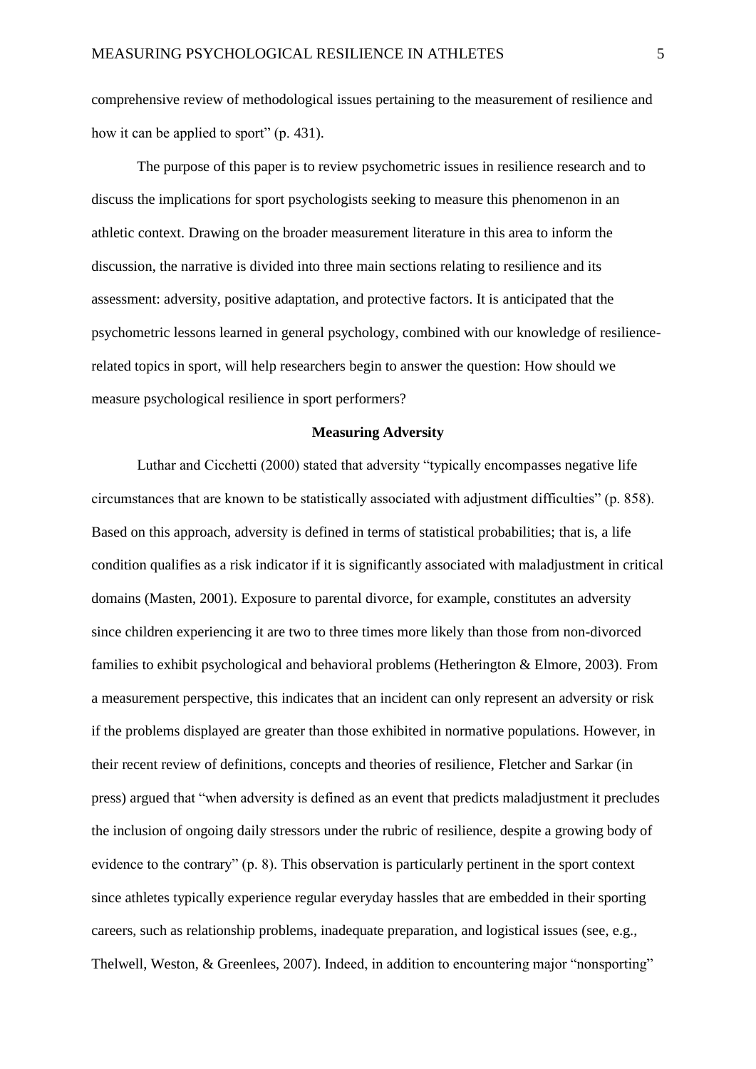comprehensive review of methodological issues pertaining to the measurement of resilience and how it can be applied to sport" (p. 431).

The purpose of this paper is to review psychometric issues in resilience research and to discuss the implications for sport psychologists seeking to measure this phenomenon in an athletic context. Drawing on the broader measurement literature in this area to inform the discussion, the narrative is divided into three main sections relating to resilience and its assessment: adversity, positive adaptation, and protective factors. It is anticipated that the psychometric lessons learned in general psychology, combined with our knowledge of resilience-related topics in sport, will help researchers begin to answer the question: How should we measure psychological resilience in sport performers?

## Measuring Adversity

Luthar and Cicchetti (2000) stated that adversity "typically encompasses negative life circumstances that are known to be statistically associated with adjustment difficulties" (p. 858). Based on this approach, adversity is defined in terms of statistical probabilities; that is, a life condition qualifies as a risk indicator if it is significantly associated with maladjustment in critical domains (Masten, 2001). Exposure to parental divorce, for example, constitutes an adversity since children experiencing it are two to three times more likely than those from non-divorced families to exhibit psychological and behavioral problems (Hetherington & Elmore, 2003). From a measurement perspective, this indicates that an incident can only represent an adversity or risk if the problems displayed are greater than those exhibited in normative populations. However, in their recent review of definitions, concepts and theories of resilience, Fletcher and Sarkar (in press) argued that "when adversity is defined as an event that predicts maladjustment it precludes the inclusion of ongoing daily stressors under the rubric of resilience, despite a growing body of evidence to the contrary" (p. 8). This observation is particularly pertinent in the sport context since athletes typically experience regular everyday hassles that are embedded in their sporting careers, such as relationship problems, inadequate preparation, and logistical issues (see, e.g., Thelwell, Weston, & Greenlees, 2007). Indeed, in addition to encountering major "nonsporting"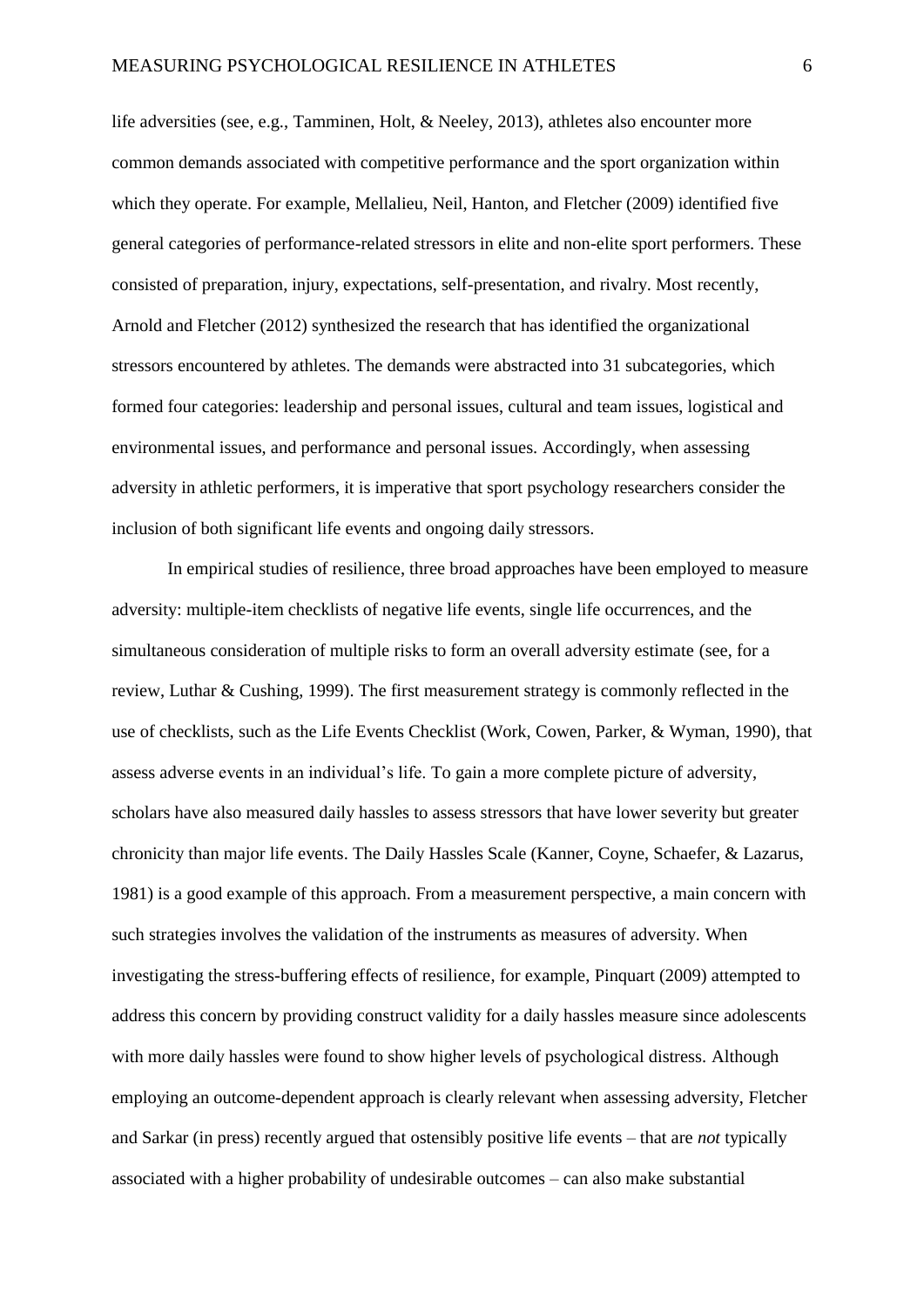life adversities (see, e.g., Tamminen, Holt, & Neeley, 2013), athletes also encounter more common demands associated with competitive performance and the sport organization within which they operate. For example, Mellalieu, Neil, Hanton, and Fletcher (2009) identified five general categories of performance-related stressors in elite and non-elite sport performers. These consisted of preparation, injury, expectations, self-presentation, and rivalry. Most recently, Arnold and Fletcher (2012) synthesized the research that has identified the organizational stressors encountered by athletes. The demands were abstracted into 31 subcategories, which formed four categories: leadership and personal issues, cultural and team issues, logistical and environmental issues, and performance and personal issues. Accordingly, when assessing adversity in athletic performers, it is imperative that sport psychology researchers consider the inclusion of both significant life events and ongoing daily stressors.

In empirical studies of resilience, three broad approaches have been employed to measure adversity: multiple-item checklists of negative life events, single life occurrences, and the simultaneous consideration of multiple risks to form an overall adversity estimate (see, for a review, Luthar & Cushing, 1999). The first measurement strategy is commonly reflected in the use of checklists, such as the Life Events Checklist (Work, Cowen, Parker, & Wyman, 1990), that assess adverse events in an individual's life. To gain a more complete picture of adversity, scholars have also measured daily hassles to assess stressors that have lower severity but greater chronicity than major life events. The Daily Hassles Scale (Kanner, Coyne, Schaefer, & Lazarus, 1981) is a good example of this approach. From a measurement perspective, a main concern with such strategies involves the validation of the instruments as measures of adversity. When investigating the stress-buffering effects of resilience, for example, Pinquart (2009) attempted to address this concern by providing construct validity for a daily hassles measure since adolescents with more daily hassles were found to show higher levels of psychological distress. Although employing an outcome-dependent approach is clearly relevant when assessing adversity, Fletcher and Sarkar (in press) recently argued that ostensibly positive life events – that are *not* typically associated with a higher probability of undesirable outcomes – can also make substantial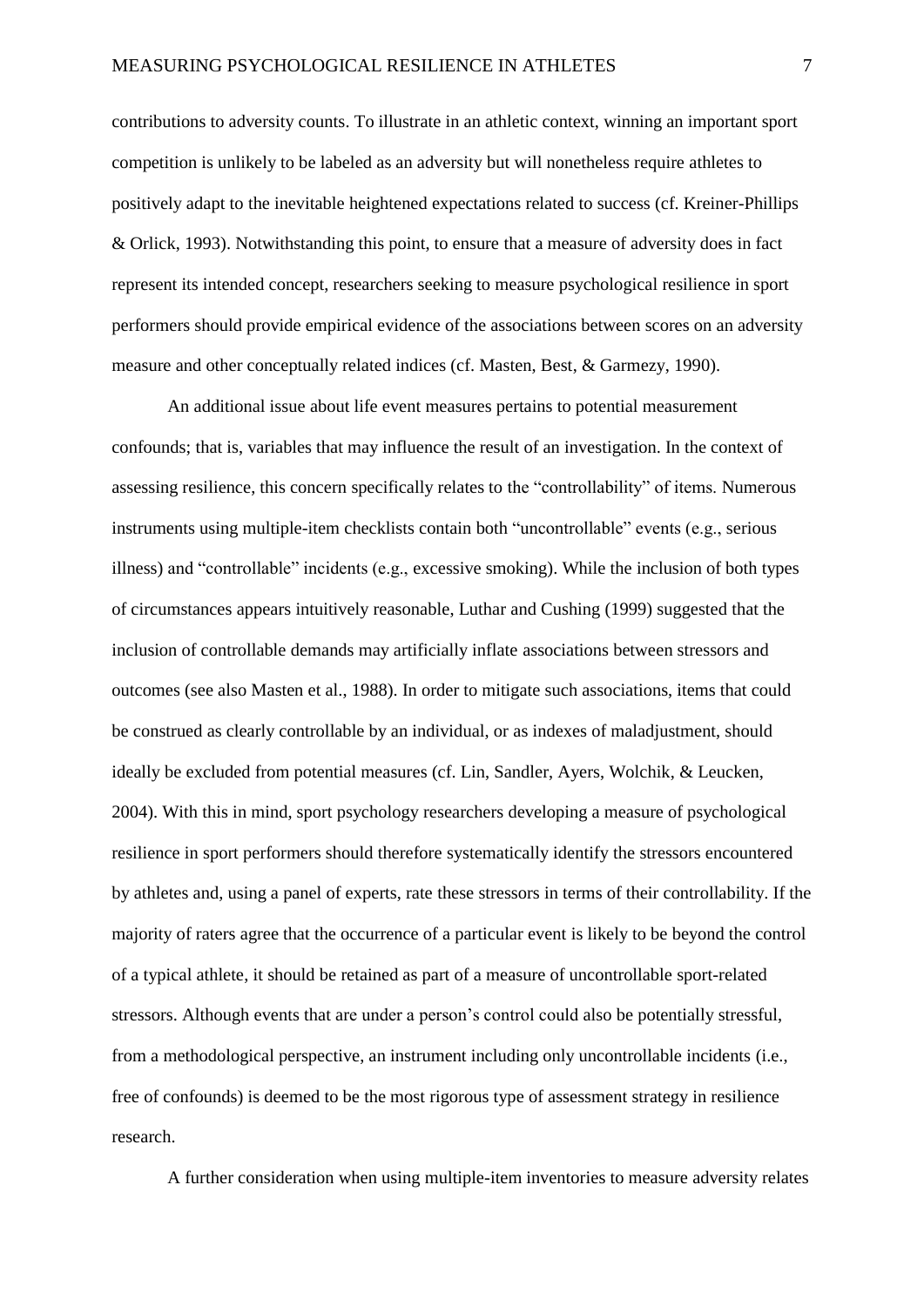contributions to adversity counts. To illustrate in an athletic context, winning an important sport competition is unlikely to be labeled as an adversity but will nonetheless require athletes to positively adapt to the inevitable heightened expectations related to success (cf. Kreiner-Phillips & Orlick, 1993). Notwithstanding this point, to ensure that a measure of adversity does in fact represent its intended concept, researchers seeking to measure psychological resilience in sport performers should provide empirical evidence of the associations between scores on an adversity measure and other conceptually related indices (cf. Masten, Best, & Garmezy, 1990).

An additional issue about life event measures pertains to potential measurement confounds; that is, variables that may influence the result of an investigation. In the context of assessing resilience, this concern specifically relates to the "controllability" of items. Numerous instruments using multiple-item checklists contain both "uncontrollable" events (e.g., serious illness) and "controllable" incidents (e.g., excessive smoking). While the inclusion of both types of circumstances appears intuitively reasonable, Luthar and Cushing (1999) suggested that the inclusion of controllable demands may artificially inflate associations between stressors and outcomes (see also Masten et al., 1988). In order to mitigate such associations, items that could be construed as clearly controllable by an individual, or as indexes of maladjustment, should ideally be excluded from potential measures (cf. Lin, Sandler, Ayers, Wolchik, & Leucken, 2004). With this in mind, sport psychology researchers developing a measure of psychological resilience in sport performers should therefore systematically identify the stressors encountered by athletes and, using a panel of experts, rate these stressors in terms of their controllability. If the majority of raters agree that the occurrence of a particular event is likely to be beyond the control of a typical athlete, it should be retained as part of a measure of uncontrollable sport-related stressors. Although events that are under a person's control could also be potentially stressful, from a methodological perspective, an instrument including only uncontrollable incidents (i.e., free of confounds) is deemed to be the most rigorous type of assessment strategy in resilience research.

A further consideration when using multiple-item inventories to measure adversity relates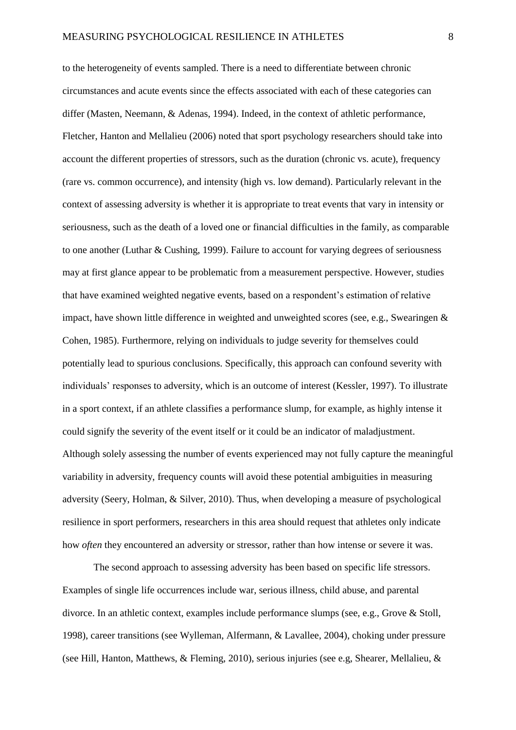to the heterogeneity of events sampled. There is a need to differentiate between chronic circumstances and acute events since the effects associated with each of these categories can differ (Masten, Neemann, & Adenas, 1994). Indeed, in the context of athletic performance, Fletcher, Hanton and Mellalieu (2006) noted that sport psychology researchers should take into account the different properties of stressors, such as the duration (chronic vs. acute), frequency (rare vs. common occurrence), and intensity (high vs. low demand). Particularly relevant in the context of assessing adversity is whether it is appropriate to treat events that vary in intensity or seriousness, such as the death of a loved one or financial difficulties in the family, as comparable to one another (Luthar & Cushing, 1999). Failure to account for varying degrees of seriousness may at first glance appear to be problematic from a measurement perspective. However, studies that have examined weighted negative events, based on a respondent's estimation of relative impact, have shown little difference in weighted and unweighted scores (see, e.g., Swearingen & Cohen, 1985). Furthermore, relying on individuals to judge severity for themselves could potentially lead to spurious conclusions. Specifically, this approach can confound severity with individuals' responses to adversity, which is an outcome of interest (Kessler, 1997). To illustrate in a sport context, if an athlete classifies a performance slump, for example, as highly intense it could signify the severity of the event itself or it could be an indicator of maladjustment. Although solely assessing the number of events experienced may not fully capture the meaningful variability in adversity, frequency counts will avoid these potential ambiguities in measuring adversity (Seery, Holman, & Silver, 2010). Thus, when developing a measure of psychological resilience in sport performers, researchers in this area should request that athletes only indicate how *often* they encountered an adversity or stressor, rather than how intense or severe it was.

The second approach to assessing adversity has been based on specific life stressors. Examples of single life occurrences include war, serious illness, child abuse, and parental divorce. In an athletic context, examples include performance slumps (see, e.g., Grove & Stoll, 1998), career transitions (see Wylleman, Alfermann, & Lavallee, 2004), choking under pressure (see Hill, Hanton, Matthews, & Fleming, 2010), serious injuries (see e.g, Shearer, Mellalieu, &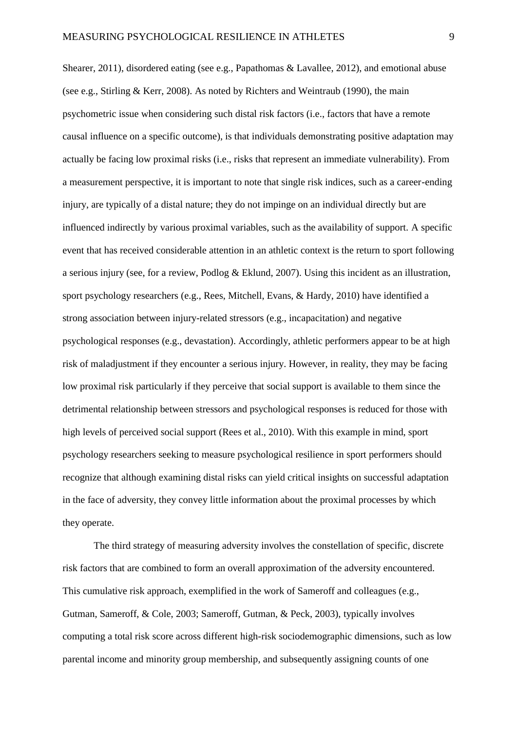Shearer, 2011), disordered eating (see e.g., Papathomas & Lavallee, 2012), and emotional abuse (see e.g., Stirling & Kerr, 2008). As noted by Richters and Weintraub (1990), the main psychometric issue when considering such distal risk factors (i.e., factors that have a remote causal influence on a specific outcome), is that individuals demonstrating positive adaptation may actually be facing low proximal risks (i.e., risks that represent an immediate vulnerability). From a measurement perspective, it is important to note that single risk indices, such as a career-ending injury, are typically of a distal nature; they do not impinge on an individual directly but are influenced indirectly by various proximal variables, such as the availability of support. A specific event that has received considerable attention in an athletic context is the return to sport following a serious injury (see, for a review, Podlog & Eklund, 2007). Using this incident as an illustration, sport psychology researchers (e.g., Rees, Mitchell, Evans, & Hardy, 2010) have identified a strong association between injury-related stressors (e.g., incapacitation) and negative psychological responses (e.g., devastation). Accordingly, athletic performers appear to be at high risk of maladjustment if they encounter a serious injury. However, in reality, they may be facing low proximal risk particularly if they perceive that social support is available to them since the detrimental relationship between stressors and psychological responses is reduced for those with high levels of perceived social support (Rees et al., 2010). With this example in mind, sport psychology researchers seeking to measure psychological resilience in sport performers should recognize that although examining distal risks can yield critical insights on successful adaptation in the face of adversity, they convey little information about the proximal processes by which they operate.

The third strategy of measuring adversity involves the constellation of specific, discrete risk factors that are combined to form an overall approximation of the adversity encountered. This cumulative risk approach, exemplified in the work of Sameroff and colleagues (e.g., Gutman, Sameroff, & Cole, 2003; Sameroff, Gutman, & Peck, 2003), typically involves computing a total risk score across different high-risk sociodemographic dimensions, such as low parental income and minority group membership, and subsequently assigning counts of one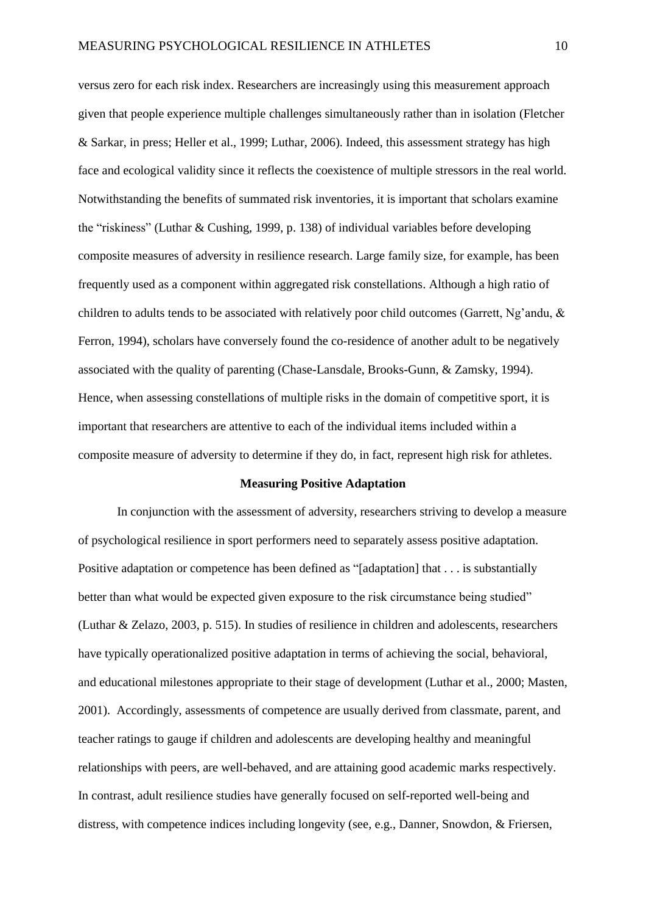versus zero for each risk index. Researchers are increasingly using this measurement approach given that people experience multiple challenges simultaneously rather than in isolation (Fletcher & Sarkar, in press; Heller et al., 1999; Luthar, 2006). Indeed, this assessment strategy has high face and ecological validity since it reflects the coexistence of multiple stressors in the real world. Notwithstanding the benefits of summated risk inventories, it is important that scholars examine the "riskiness" (Luthar & Cushing, 1999, p. 138) of individual variables before developing composite measures of adversity in resilience research. Large family size, for example, has been frequently used as a component within aggregated risk constellations. Although a high ratio of children to adults tends to be associated with relatively poor child outcomes (Garrett, Ng'andu, & Ferron, 1994), scholars have conversely found the co-residence of another adult to be negatively associated with the quality of parenting (Chase-Lansdale, Brooks-Gunn, & Zamsky, 1994). Hence, when assessing constellations of multiple risks in the domain of competitive sport, it is important that researchers are attentive to each of the individual items included within a composite measure of adversity to determine if they do, in fact, represent high risk for athletes.

## Measuring Positive Adaptation

In conjunction with the assessment of adversity, researchers striving to develop a measure of psychological resilience in sport performers need to separately assess positive adaptation. Positive adaptation or competence has been defined as "[adaptation] that . . . is substantially better than what would be expected given exposure to the risk circumstance being studied" (Luthar & Zelazo, 2003, p. 515). In studies of resilience in children and adolescents, researchers have typically operationalized positive adaptation in terms of achieving the social, behavioral, and educational milestones appropriate to their stage of development (Luthar et al., 2000; Masten, 2001). Accordingly, assessments of competence are usually derived from classmate, parent, and teacher ratings to gauge if children and adolescents are developing healthy and meaningful relationships with peers, are well-behaved, and are attaining good academic marks respectively. In contrast, adult resilience studies have generally focused on self-reported well-being and distress, with competence indices including longevity (see, e.g., Danner, Snowdon, & Friersen,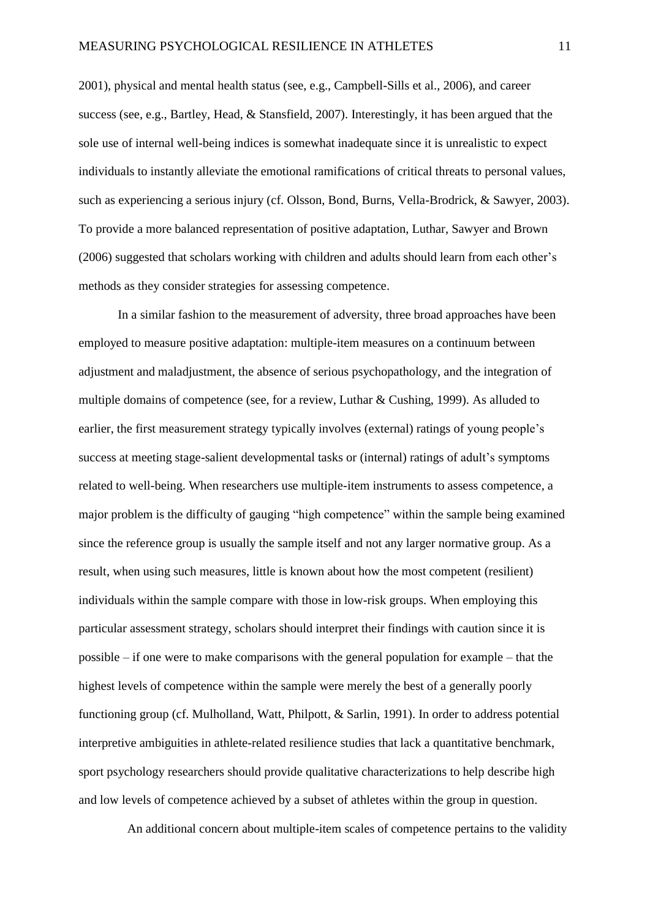2001), physical and mental health status (see, e.g., Campbell-Sills et al., 2006), and career success (see, e.g., Bartley, Head, & Stansfield, 2007). Interestingly, it has been argued that the sole use of internal well-being indices is somewhat inadequate since it is unrealistic to expect individuals to instantly alleviate the emotional ramifications of critical threats to personal values, such as experiencing a serious injury (cf. Olsson, Bond, Burns, Vella-Brodrick, & Sawyer, 2003). To provide a more balanced representation of positive adaptation, Luthar, Sawyer and Brown (2006) suggested that scholars working with children and adults should learn from each other's methods as they consider strategies for assessing competence.

In a similar fashion to the measurement of adversity, three broad approaches have been employed to measure positive adaptation: multiple-item measures on a continuum between adjustment and maladjustment, the absence of serious psychopathology, and the integration of multiple domains of competence (see, for a review, Luthar & Cushing, 1999). As alluded to earlier, the first measurement strategy typically involves (external) ratings of young people's success at meeting stage-salient developmental tasks or (internal) ratings of adult's symptoms related to well-being. When researchers use multiple-item instruments to assess competence, a major problem is the difficulty of gauging "high competence" within the sample being examined since the reference group is usually the sample itself and not any larger normative group. As a result, when using such measures, little is known about how the most competent (resilient) individuals within the sample compare with those in low-risk groups. When employing this particular assessment strategy, scholars should interpret their findings with caution since it is possible – if one were to make comparisons with the general population for example – that the highest levels of competence within the sample were merely the best of a generally poorly functioning group (cf. Mulholland, Watt, Philpott, & Sarlin, 1991). In order to address potential interpretive ambiguities in athlete-related resilience studies that lack a quantitative benchmark, sport psychology researchers should provide qualitative characterizations to help describe high and low levels of competence achieved by a subset of athletes within the group in question.

An additional concern about multiple-item scales of competence pertains to the validity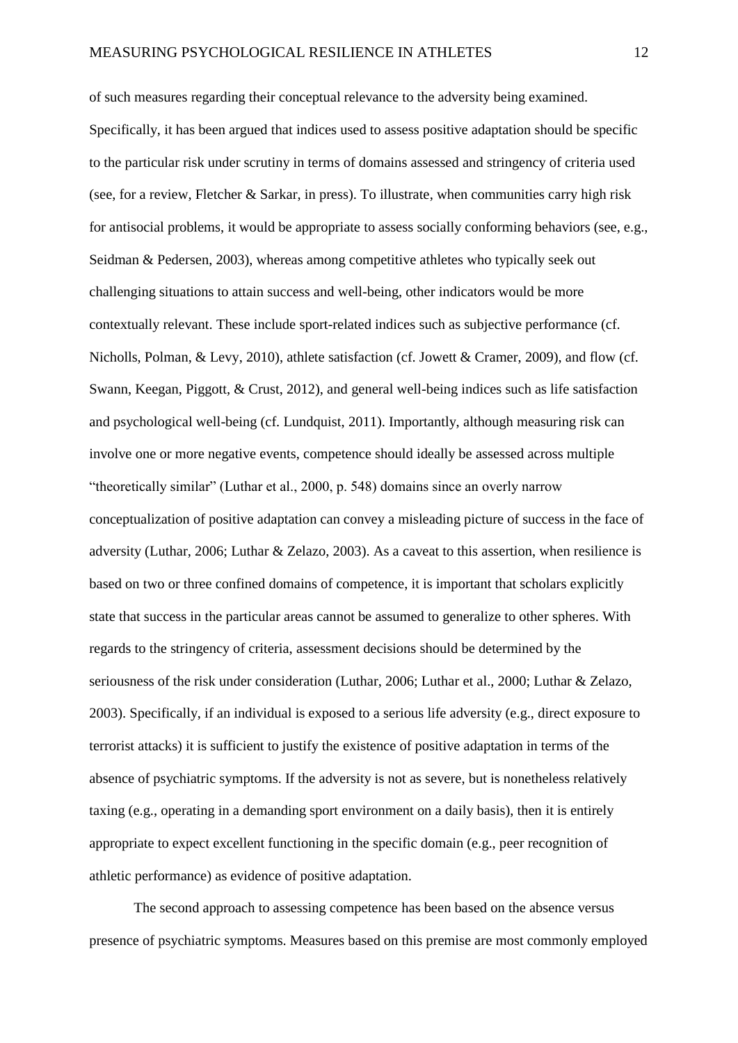of such measures regarding their conceptual relevance to the adversity being examined. Specifically, it has been argued that indices used to assess positive adaptation should be specific to the particular risk under scrutiny in terms of domains assessed and stringency of criteria used (see, for a review, Fletcher & Sarkar, in press). To illustrate, when communities carry high risk for antisocial problems, it would be appropriate to assess socially conforming behaviors (see, e.g., Seidman & Pedersen, 2003), whereas among competitive athletes who typically seek out challenging situations to attain success and well-being, other indicators would be more contextually relevant. These include sport-related indices such as subjective performance (cf. Nicholls, Polman, & Levy, 2010), athlete satisfaction (cf. Jowett & Cramer, 2009), and flow (cf. Swann, Keegan, Piggott, & Crust, 2012), and general well-being indices such as life satisfaction and psychological well-being (cf. Lundquist, 2011). Importantly, although measuring risk can involve one or more negative events, competence should ideally be assessed across multiple "theoretically similar" (Luthar et al., 2000, p. 548) domains since an overly narrow conceptualization of positive adaptation can convey a misleading picture of success in the face of adversity (Luthar, 2006; Luthar & Zelazo, 2003). As a caveat to this assertion, when resilience is based on two or three confined domains of competence, it is important that scholars explicitly state that success in the particular areas cannot be assumed to generalize to other spheres. With regards to the stringency of criteria, assessment decisions should be determined by the seriousness of the risk under consideration (Luthar, 2006; Luthar et al., 2000; Luthar & Zelazo, 2003). Specifically, if an individual is exposed to a serious life adversity (e.g., direct exposure to terrorist attacks) it is sufficient to justify the existence of positive adaptation in terms of the absence of psychiatric symptoms. If the adversity is not as severe, but is nonetheless relatively taxing (e.g., operating in a demanding sport environment on a daily basis), then it is entirely appropriate to expect excellent functioning in the specific domain (e.g., peer recognition of athletic performance) as evidence of positive adaptation.

The second approach to assessing competence has been based on the absence versus presence of psychiatric symptoms. Measures based on this premise are most commonly employed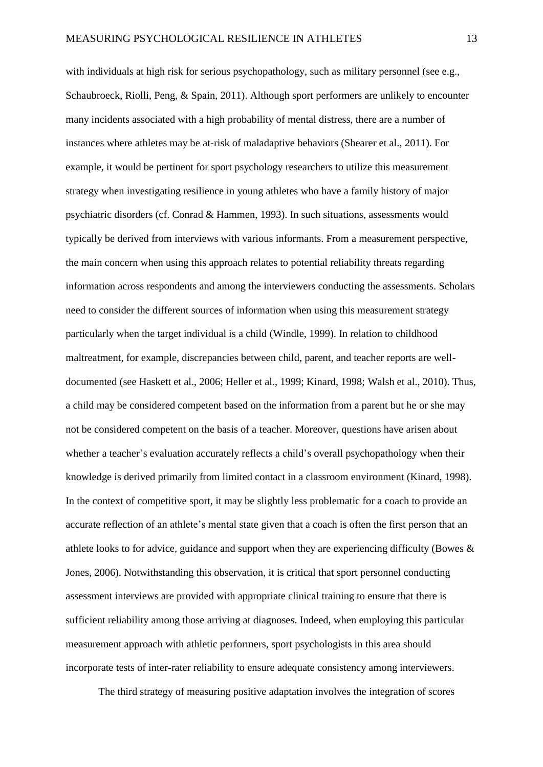with individuals at high risk for serious psychopathology, such as military personnel (see e.g., Schaubroeck, Riolli, Peng, & Spain, 2011). Although sport performers are unlikely to encounter many incidents associated with a high probability of mental distress, there are a number of instances where athletes may be at-risk of maladaptive behaviors (Shearer et al., 2011). For example, it would be pertinent for sport psychology researchers to utilize this measurement strategy when investigating resilience in young athletes who have a family history of major psychiatric disorders (cf. Conrad & Hammen, 1993). In such situations, assessments would typically be derived from interviews with various informants. From a measurement perspective, the main concern when using this approach relates to potential reliability threats regarding information across respondents and among the interviewers conducting the assessments. Scholars need to consider the different sources of information when using this measurement strategy particularly when the target individual is a child (Windle, 1999). In relation to childhood maltreatment, for example, discrepancies between child, parent, and teacher reports are well-documented (see Haskett et al., 2006; Heller et al., 1999; Kinard, 1998; Walsh et al., 2010). Thus, a child may be considered competent based on the information from a parent but he or she may not be considered competent on the basis of a teacher. Moreover, questions have arisen about whether a teacher's evaluation accurately reflects a child's overall psychopathology when their knowledge is derived primarily from limited contact in a classroom environment (Kinard, 1998). In the context of competitive sport, it may be slightly less problematic for a coach to provide an accurate reflection of an athlete's mental state given that a coach is often the first person that an athlete looks to for advice, guidance and support when they are experiencing difficulty (Bowes & Jones, 2006). Notwithstanding this observation, it is critical that sport personnel conducting assessment interviews are provided with appropriate clinical training to ensure that there is sufficient reliability among those arriving at diagnoses. Indeed, when employing this particular measurement approach with athletic performers, sport psychologists in this area should incorporate tests of inter-rater reliability to ensure adequate consistency among interviewers.

The third strategy of measuring positive adaptation involves the integration of scores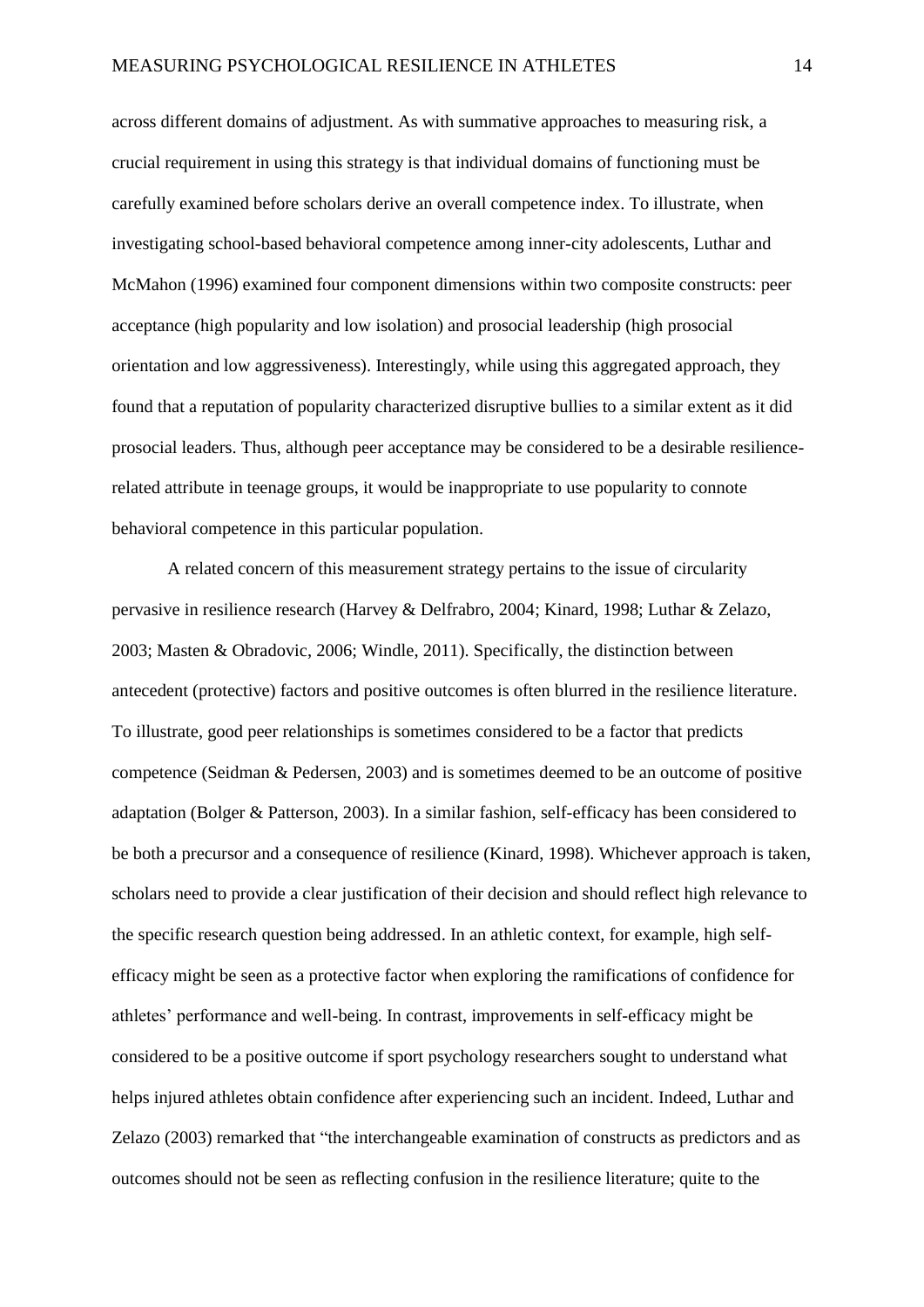across different domains of adjustment. As with summative approaches to measuring risk, a crucial requirement in using this strategy is that individual domains of functioning must be carefully examined before scholars derive an overall competence index. To illustrate, when investigating school-based behavioral competence among inner-city adolescents, Luthar and McMahon (1996) examined four component dimensions within two composite constructs: peer acceptance (high popularity and low isolation) and prosocial leadership (high prosocial orientation and low aggressiveness). Interestingly, while using this aggregated approach, they found that a reputation of popularity characterized disruptive bullies to a similar extent as it did prosocial leaders. Thus, although peer acceptance may be considered to be a desirable resilience-related attribute in teenage groups, it would be inappropriate to use popularity to connote behavioral competence in this particular population.

A related concern of this measurement strategy pertains to the issue of circularity pervasive in resilience research (Harvey & Delfrabro, 2004; Kinard, 1998; Luthar & Zelazo, 2003; Masten & Obradovic, 2006; Windle, 2011). Specifically, the distinction between antecedent (protective) factors and positive outcomes is often blurred in the resilience literature. To illustrate, good peer relationships is sometimes considered to be a factor that predicts competence (Seidman & Pedersen, 2003) and is sometimes deemed to be an outcome of positive adaptation (Bolger & Patterson, 2003). In a similar fashion, self-efficacy has been considered to be both a precursor and a consequence of resilience (Kinard, 1998). Whichever approach is taken, scholars need to provide a clear justification of their decision and should reflect high relevance to the specific research question being addressed. In an athletic context, for example, high self-efficacy might be seen as a protective factor when exploring the ramifications of confidence for athletes' performance and well-being. In contrast, improvements in self-efficacy might be considered to be a positive outcome if sport psychology researchers sought to understand what helps injured athletes obtain confidence after experiencing such an incident. Indeed, Luthar and Zelazo (2003) remarked that "the interchangeable examination of constructs as predictors and as outcomes should not be seen as reflecting confusion in the resilience literature; quite to the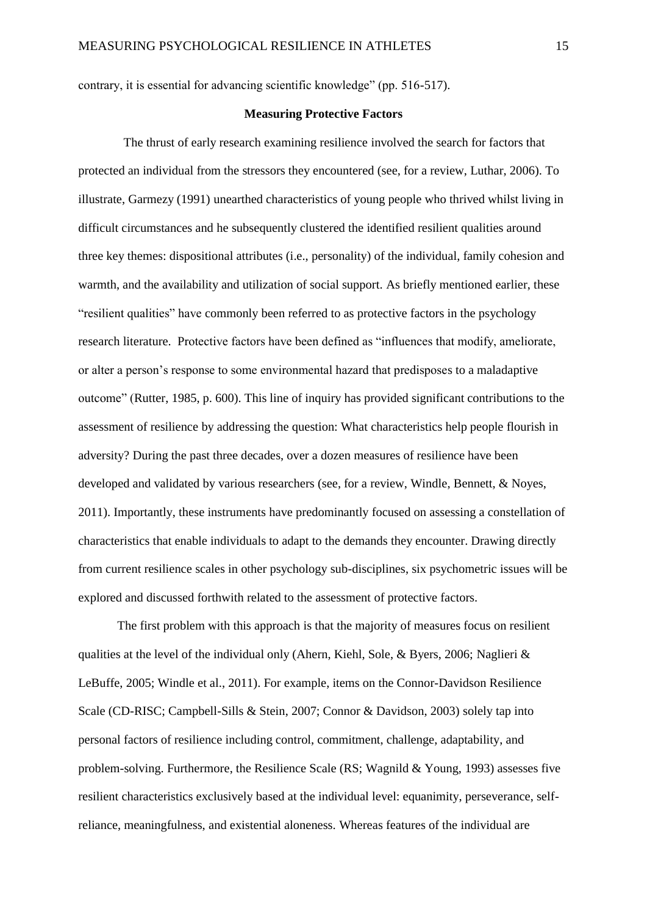contrary, it is essential for advancing scientific knowledge" (pp. 516-517).

### Measuring Protective Factors

The thrust of early research examining resilience involved the search for factors that protected an individual from the stressors they encountered (see, for a review, Luthar, 2006). To illustrate, Garmezy (1991) unearthed characteristics of young people who thrived whilst living in difficult circumstances and he subsequently clustered the identified resilient qualities around three key themes: dispositional attributes (i.e., personality) of the individual, family cohesion and warmth, and the availability and utilization of social support. As briefly mentioned earlier, these "resilient qualities" have commonly been referred to as protective factors in the psychology research literature. Protective factors have been defined as "influences that modify, ameliorate, or alter a person's response to some environmental hazard that predisposes to a maladaptive outcome" (Rutter, 1985, p. 600). This line of inquiry has provided significant contributions to the assessment of resilience by addressing the question: What characteristics help people flourish in adversity? During the past three decades, over a dozen measures of resilience have been developed and validated by various researchers (see, for a review, Windle, Bennett, & Noyes, 2011). Importantly, these instruments have predominantly focused on assessing a constellation of characteristics that enable individuals to adapt to the demands they encounter. Drawing directly from current resilience scales in other psychology sub-disciplines, six psychometric issues will be explored and discussed forthwith related to the assessment of protective factors.

The first problem with this approach is that the majority of measures focus on resilient qualities at the level of the individual only (Ahern, Kiehl, Sole, & Byers, 2006; Naglieri & LeBuffe, 2005; Windle et al., 2011). For example, items on the Connor-Davidson Resilience Scale (CD-RISC; Campbell-Sills & Stein, 2007; Connor & Davidson, 2003) solely tap into personal factors of resilience including control, commitment, challenge, adaptability, and problem-solving. Furthermore, the Resilience Scale (RS; Wagnild & Young, 1993) assesses five resilient characteristics exclusively based at the individual level: equanimity, perseverance, self-reliance, meaningfulness, and existential aloneness. Whereas features of the individual are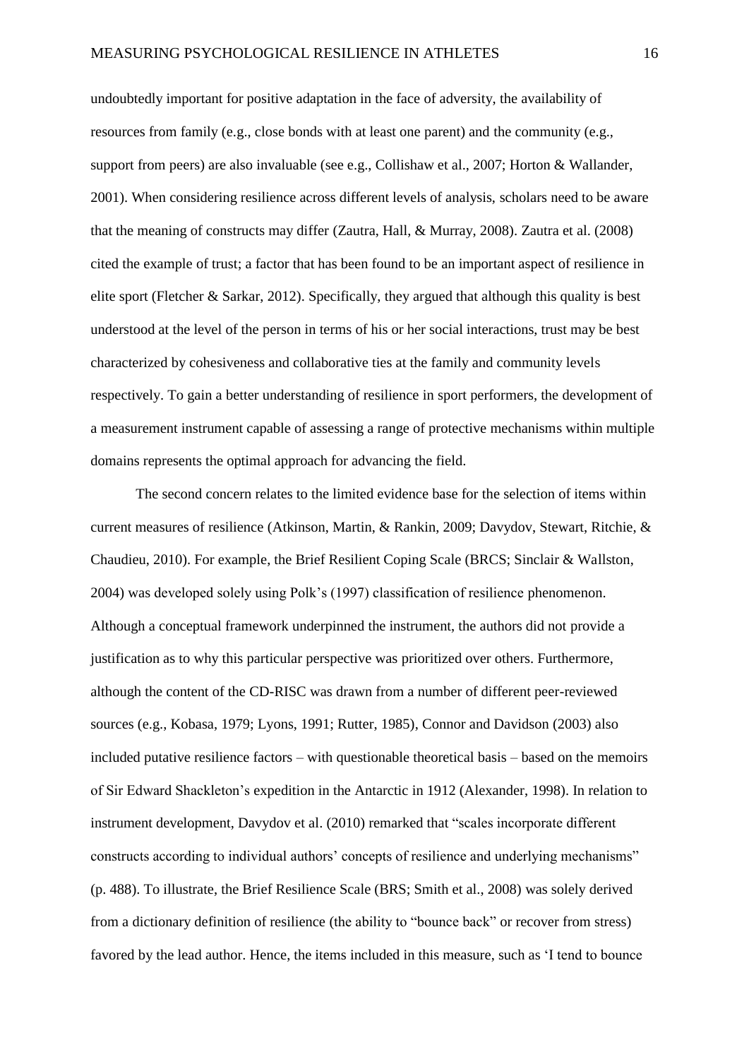undoubtedly important for positive adaptation in the face of adversity, the availability of resources from family (e.g., close bonds with at least one parent) and the community (e.g., support from peers) are also invaluable (see e.g., Collishaw et al., 2007; Horton & Wallander, 2001). When considering resilience across different levels of analysis, scholars need to be aware that the meaning of constructs may differ (Zautra, Hall, & Murray, 2008). Zautra et al. (2008) cited the example of trust; a factor that has been found to be an important aspect of resilience in elite sport (Fletcher & Sarkar, 2012). Specifically, they argued that although this quality is best understood at the level of the person in terms of his or her social interactions, trust may be best characterized by cohesiveness and collaborative ties at the family and community levels respectively. To gain a better understanding of resilience in sport performers, the development of a measurement instrument capable of assessing a range of protective mechanisms within multiple domains represents the optimal approach for advancing the field.

The second concern relates to the limited evidence base for the selection of items within current measures of resilience (Atkinson, Martin, & Rankin, 2009; Davydov, Stewart, Ritchie, & Chaudieu, 2010). For example, the Brief Resilient Coping Scale (BRCS; Sinclair & Wallston, 2004) was developed solely using Polk's (1997) classification of resilience phenomenon. Although a conceptual framework underpinned the instrument, the authors did not provide a justification as to why this particular perspective was prioritized over others. Furthermore, although the content of the CD-RISC was drawn from a number of different peer-reviewed sources (e.g., Kobasa, 1979; Lyons, 1991; Rutter, 1985), Connor and Davidson (2003) also included putative resilience factors – with questionable theoretical basis – based on the memoirs of Sir Edward Shackleton's expedition in the Antarctic in 1912 (Alexander, 1998). In relation to instrument development, Davydov et al. (2010) remarked that "scales incorporate different constructs according to individual authors' concepts of resilience and underlying mechanisms" (p. 488). To illustrate, the Brief Resilience Scale (BRS; Smith et al., 2008) was solely derived from a dictionary definition of resilience (the ability to "bounce back" or recover from stress) favored by the lead author. Hence, the items included in this measure, such as 'I tend to bounce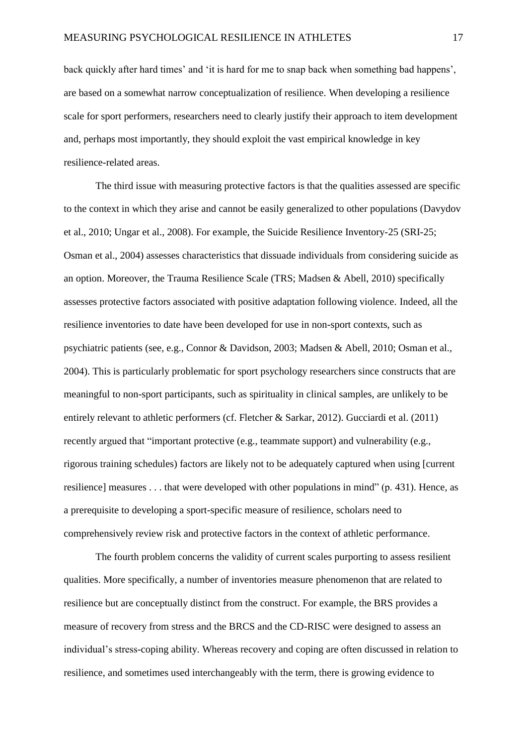back quickly after hard times' and 'it is hard for me to snap back when something bad happens', are based on a somewhat narrow conceptualization of resilience. When developing a resilience scale for sport performers, researchers need to clearly justify their approach to item development and, perhaps most importantly, they should exploit the vast empirical knowledge in key resilience-related areas.

The third issue with measuring protective factors is that the qualities assessed are specific to the context in which they arise and cannot be easily generalized to other populations (Davydov et al., 2010; Ungar et al., 2008). For example, the Suicide Resilience Inventory-25 (SRI-25; Osman et al., 2004) assesses characteristics that dissuade individuals from considering suicide as an option. Moreover, the Trauma Resilience Scale (TRS; Madsen & Abell, 2010) specifically assesses protective factors associated with positive adaptation following violence. Indeed, all the resilience inventories to date have been developed for use in non-sport contexts, such as psychiatric patients (see, e.g., Connor & Davidson, 2003; Madsen & Abell, 2010; Osman et al., 2004). This is particularly problematic for sport psychology researchers since constructs that are meaningful to non-sport participants, such as spirituality in clinical samples, are unlikely to be entirely relevant to athletic performers (cf. Fletcher & Sarkar, 2012). Gucciardi et al. (2011) recently argued that "important protective (e.g., teammate support) and vulnerability (e.g., rigorous training schedules) factors are likely not to be adequately captured when using [current resilience] measures . . . that were developed with other populations in mind" (p. 431). Hence, as a prerequisite to developing a sport-specific measure of resilience, scholars need to comprehensively review risk and protective factors in the context of athletic performance.

The fourth problem concerns the validity of current scales purporting to assess resilient qualities. More specifically, a number of inventories measure phenomenon that are related to resilience but are conceptually distinct from the construct. For example, the BRS provides a measure of recovery from stress and the BRCS and the CD-RISC were designed to assess an individual's stress-coping ability. Whereas recovery and coping are often discussed in relation to resilience, and sometimes used interchangeably with the term, there is growing evidence to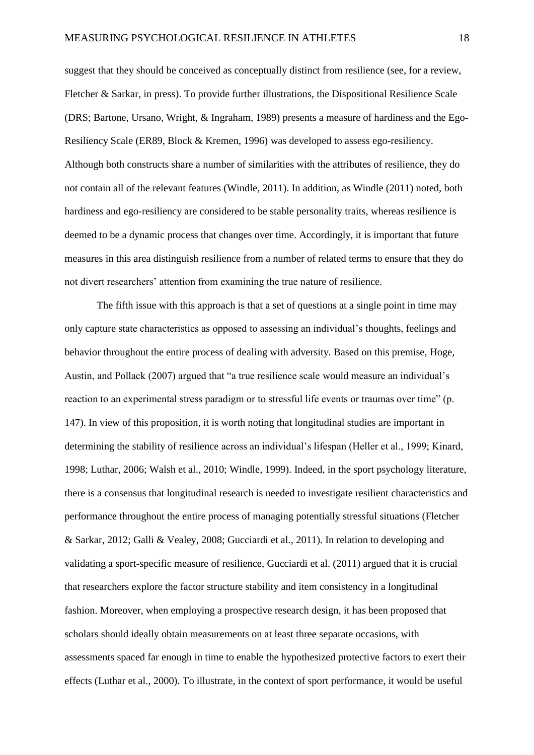suggest that they should be conceived as conceptually distinct from resilience (see, for a review, Fletcher & Sarkar, in press). To provide further illustrations, the Dispositional Resilience Scale (DRS; Bartone, Ursano, Wright, & Ingraham, 1989) presents a measure of hardiness and the Ego-Resiliency Scale (ER89, Block & Kremen, 1996) was developed to assess ego-resiliency. Although both constructs share a number of similarities with the attributes of resilience, they do not contain all of the relevant features (Windle, 2011). In addition, as Windle (2011) noted, both hardiness and ego-resiliency are considered to be stable personality traits, whereas resilience is deemed to be a dynamic process that changes over time. Accordingly, it is important that future measures in this area distinguish resilience from a number of related terms to ensure that they do not divert researchers' attention from examining the true nature of resilience.

The fifth issue with this approach is that a set of questions at a single point in time may only capture state characteristics as opposed to assessing an individual's thoughts, feelings and behavior throughout the entire process of dealing with adversity. Based on this premise, Hoge, Austin, and Pollack (2007) argued that "a true resilience scale would measure an individual's reaction to an experimental stress paradigm or to stressful life events or traumas over time" (p. 147). In view of this proposition, it is worth noting that longitudinal studies are important in determining the stability of resilience across an individual's lifespan (Heller et al., 1999; Kinard, 1998; Luthar, 2006; Walsh et al., 2010; Windle, 1999). Indeed, in the sport psychology literature, there is a consensus that longitudinal research is needed to investigate resilient characteristics and performance throughout the entire process of managing potentially stressful situations (Fletcher & Sarkar, 2012; Galli & Vealey, 2008; Gucciardi et al., 2011). In relation to developing and validating a sport-specific measure of resilience, Gucciardi et al. (2011) argued that it is crucial that researchers explore the factor structure stability and item consistency in a longitudinal fashion. Moreover, when employing a prospective research design, it has been proposed that scholars should ideally obtain measurements on at least three separate occasions, with assessments spaced far enough in time to enable the hypothesized protective factors to exert their effects (Luthar et al., 2000). To illustrate, in the context of sport performance, it would be useful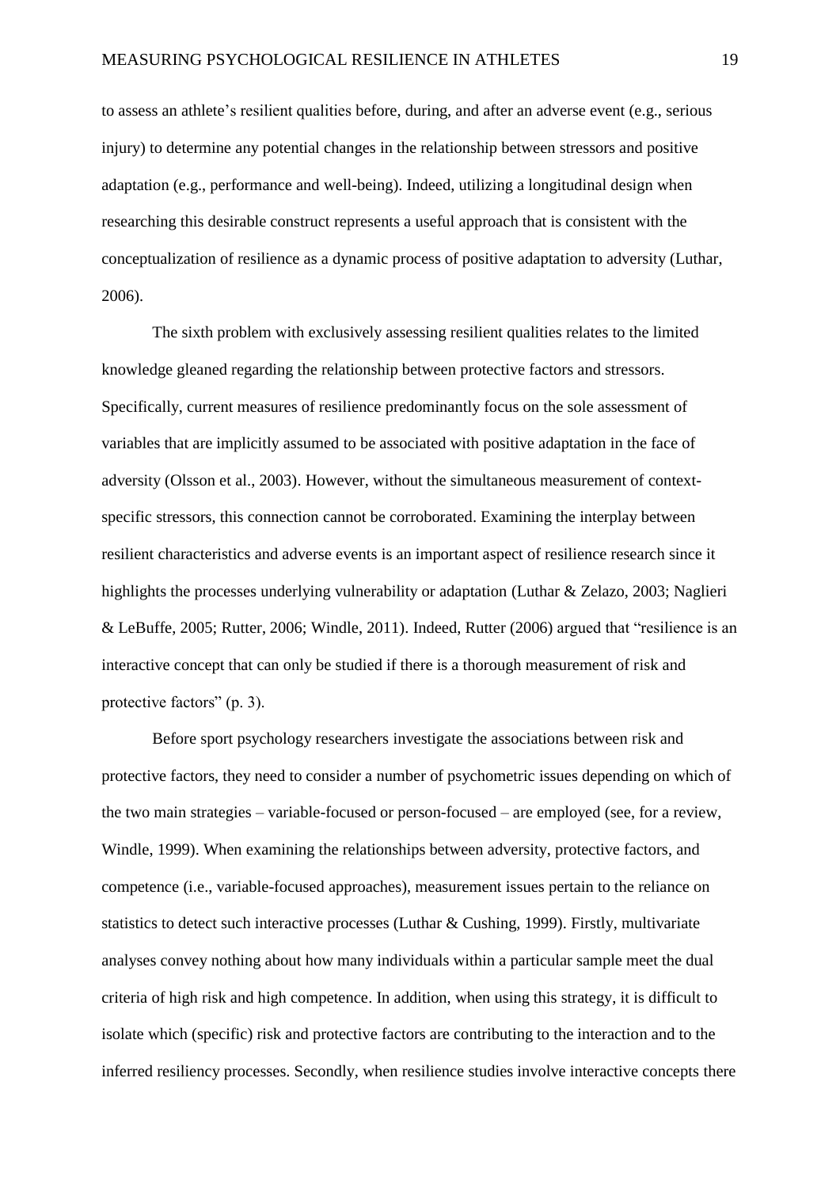to assess an athlete's resilient qualities before, during, and after an adverse event (e.g., serious injury) to determine any potential changes in the relationship between stressors and positive adaptation (e.g., performance and well-being). Indeed, utilizing a longitudinal design when researching this desirable construct represents a useful approach that is consistent with the conceptualization of resilience as a dynamic process of positive adaptation to adversity (Luthar, 2006).

The sixth problem with exclusively assessing resilient qualities relates to the limited knowledge gleaned regarding the relationship between protective factors and stressors. Specifically, current measures of resilience predominantly focus on the sole assessment of variables that are implicitly assumed to be associated with positive adaptation in the face of adversity (Olsson et al., 2003). However, without the simultaneous measurement of context-specific stressors, this connection cannot be corroborated. Examining the interplay between resilient characteristics and adverse events is an important aspect of resilience research since it highlights the processes underlying vulnerability or adaptation (Luthar & Zelazo, 2003; Naglieri & LeBuffe, 2005; Rutter, 2006; Windle, 2011). Indeed, Rutter (2006) argued that "resilience is an interactive concept that can only be studied if there is a thorough measurement of risk and protective factors" (p. 3).

Before sport psychology researchers investigate the associations between risk and protective factors, they need to consider a number of psychometric issues depending on which of the two main strategies – variable-focused or person-focused – are employed (see, for a review, Windle, 1999). When examining the relationships between adversity, protective factors, and competence (i.e., variable-focused approaches), measurement issues pertain to the reliance on statistics to detect such interactive processes (Luthar & Cushing, 1999). Firstly, multivariate analyses convey nothing about how many individuals within a particular sample meet the dual criteria of high risk and high competence. In addition, when using this strategy, it is difficult to isolate which (specific) risk and protective factors are contributing to the interaction and to the inferred resiliency processes. Secondly, when resilience studies involve interactive concepts there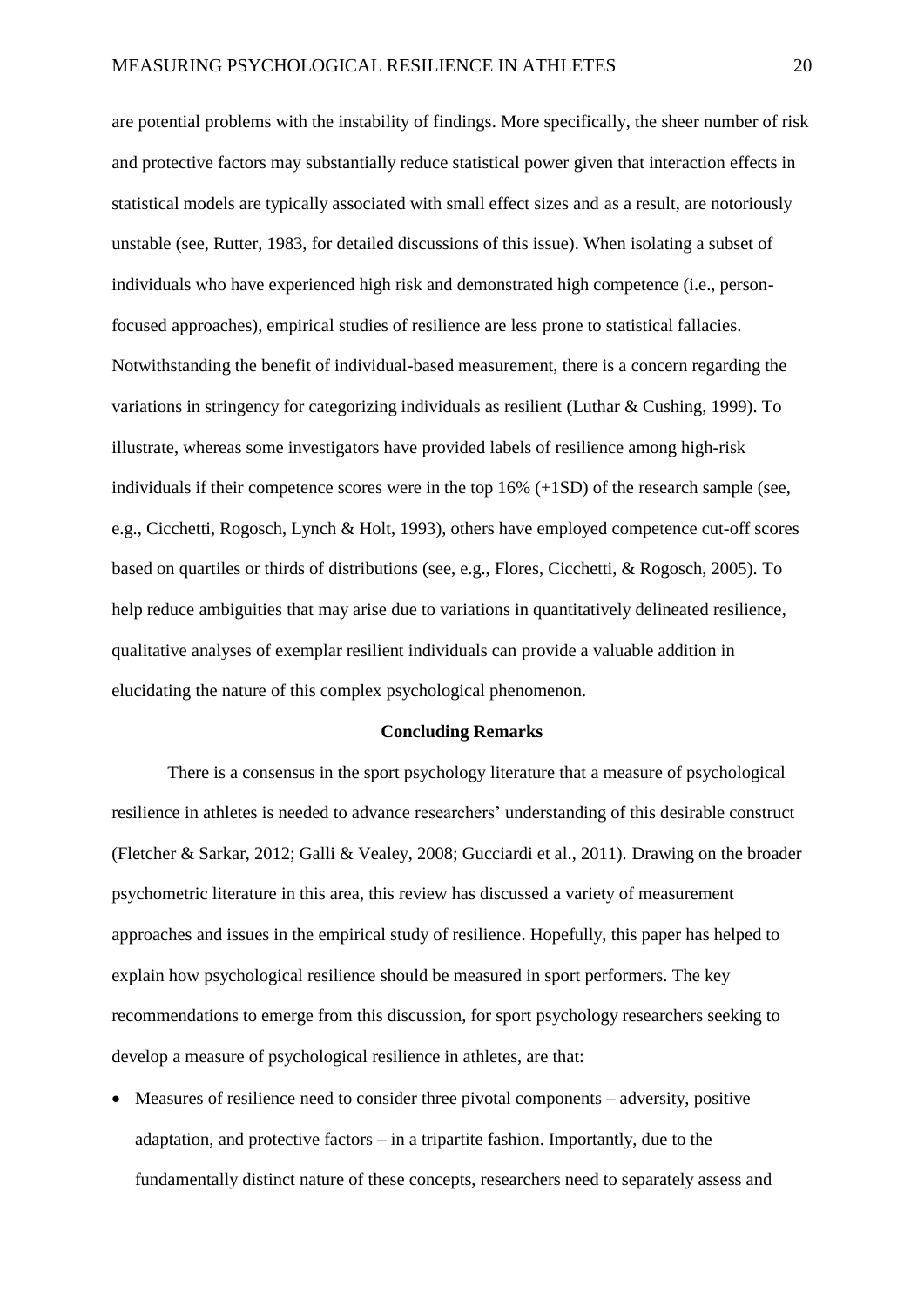are potential problems with the instability of findings. More specifically, the sheer number of risk and protective factors may substantially reduce statistical power given that interaction effects in statistical models are typically associated with small effect sizes and as a result, are notoriously unstable (see, Rutter, 1983, for detailed discussions of this issue). When isolating a subset of individuals who have experienced high risk and demonstrated high competence (i.e., person-focused approaches), empirical studies of resilience are less prone to statistical fallacies. Notwithstanding the benefit of individual-based measurement, there is a concern regarding the variations in stringency for categorizing individuals as resilient (Luthar & Cushing, 1999). To illustrate, whereas some investigators have provided labels of resilience among high-risk individuals if their competence scores were in the top 16% (+1SD) of the research sample (see, e.g., Cicchetti, Rogosch, Lynch & Holt, 1993), others have employed competence cut-off scores based on quartiles or thirds of distributions (see, e.g., Flores, Cicchetti, & Rogosch, 2005). To help reduce ambiguities that may arise due to variations in quantitatively delineated resilience, qualitative analyses of exemplar resilient individuals can provide a valuable addition in elucidating the nature of this complex psychological phenomenon.

## Concluding Remarks

There is a consensus in the sport psychology literature that a measure of psychological resilience in athletes is needed to advance researchers' understanding of this desirable construct (Fletcher & Sarkar, 2012; Galli & Vealey, 2008; Gucciardi et al., 2011). Drawing on the broader psychometric literature in this area, this review has discussed a variety of measurement approaches and issues in the empirical study of resilience. Hopefully, this paper has helped to explain how psychological resilience should be measured in sport performers. The key recommendations to emerge from this discussion, for sport psychology researchers seeking to develop a measure of psychological resilience in athletes, are that:

- Measures of resilience need to consider three pivotal components – adversity, positive adaptation, and protective factors – in a tripartite fashion. Importantly, due to the fundamentally distinct nature of these concepts, researchers need to separately assess and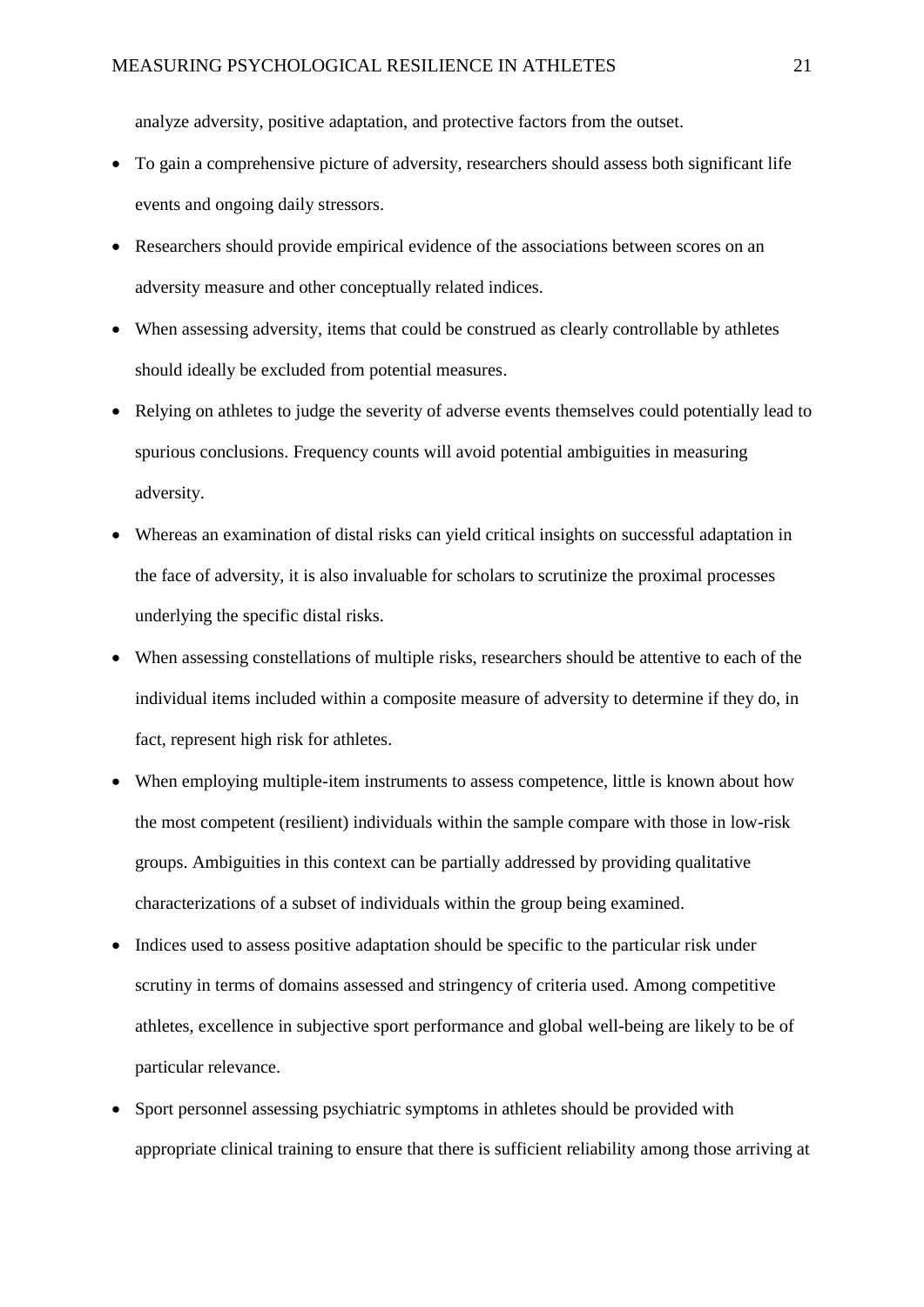analyze adversity, positive adaptation, and protective factors from the outset.

- To gain a comprehensive picture of adversity, researchers should assess both significant life events and ongoing daily stressors.
- Researchers should provide empirical evidence of the associations between scores on an adversity measure and other conceptually related indices.
- When assessing adversity, items that could be construed as clearly controllable by athletes should ideally be excluded from potential measures.
- Relying on athletes to judge the severity of adverse events themselves could potentially lead to spurious conclusions. Frequency counts will avoid potential ambiguities in measuring adversity.
- Whereas an examination of distal risks can yield critical insights on successful adaptation in the face of adversity, it is also invaluable for scholars to scrutinize the proximal processes underlying the specific distal risks.
- When assessing constellations of multiple risks, researchers should be attentive to each of the individual items included within a composite measure of adversity to determine if they do, in fact, represent high risk for athletes.
- When employing multiple-item instruments to assess competence, little is known about how the most competent (resilient) individuals within the sample compare with those in low-risk groups. Ambiguities in this context can be partially addressed by providing qualitative characterizations of a subset of individuals within the group being examined.
- Indices used to assess positive adaptation should be specific to the particular risk under scrutiny in terms of domains assessed and stringency of criteria used. Among competitive athletes, excellence in subjective sport performance and global well-being are likely to be of particular relevance.
- Sport personnel assessing psychiatric symptoms in athletes should be provided with appropriate clinical training to ensure that there is sufficient reliability among those arriving at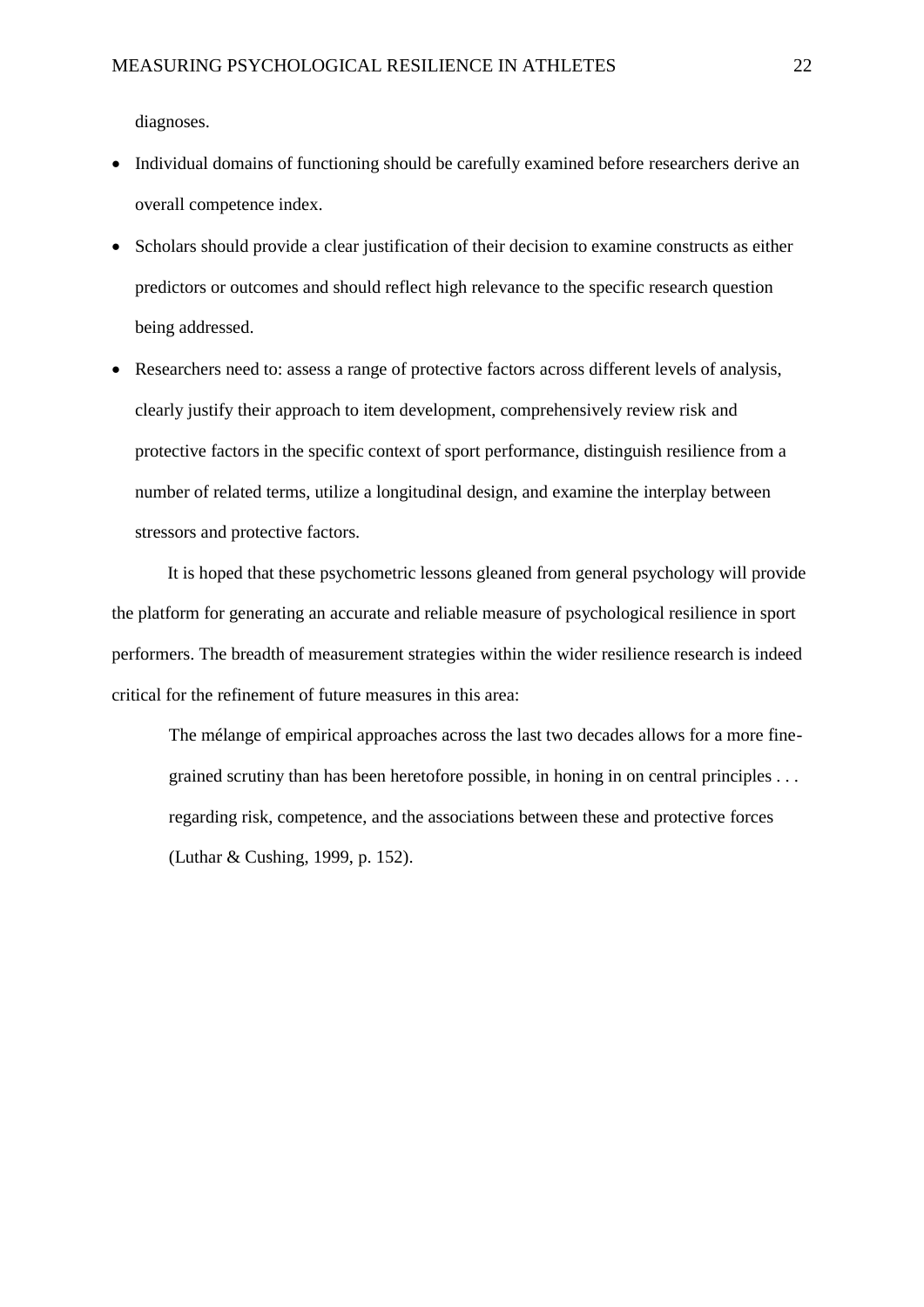diagnoses.

- Individual domains of functioning should be carefully examined before researchers derive an overall competence index.
- Scholars should provide a clear justification of their decision to examine constructs as either predictors or outcomes and should reflect high relevance to the specific research question being addressed.
- Researchers need to: assess a range of protective factors across different levels of analysis, clearly justify their approach to item development, comprehensively review risk and protective factors in the specific context of sport performance, distinguish resilience from a number of related terms, utilize a longitudinal design, and examine the interplay between stressors and protective factors.

It is hoped that these psychometric lessons gleaned from general psychology will provide the platform for generating an accurate and reliable measure of psychological resilience in sport performers. The breadth of measurement strategies within the wider resilience research is indeed critical for the refinement of future measures in this area:

> The mélange of empirical approaches across the last two decades allows for a more fine-grained scrutiny than has been heretofore possible, in honing in on central principles . . . regarding risk, competence, and the associations between these and protective forces (Luthar & Cushing, 1999, p. 152).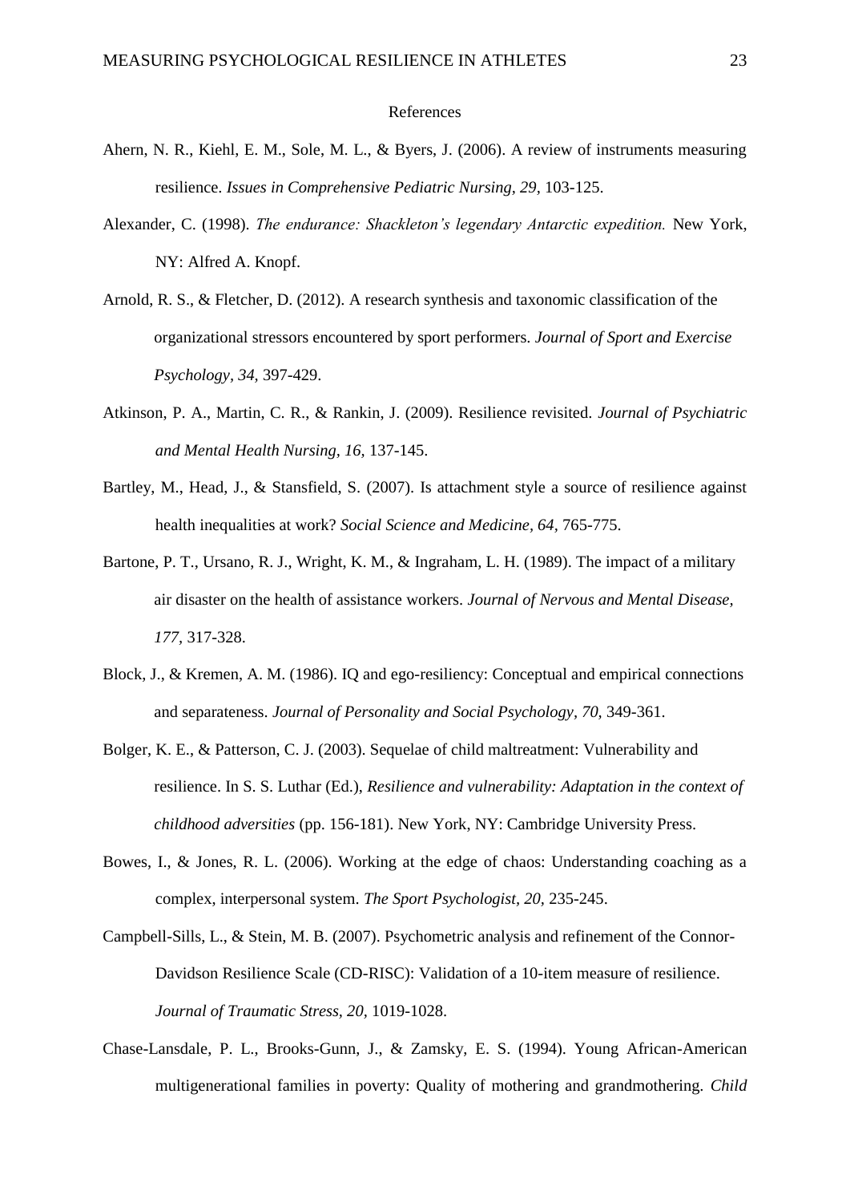# References

Ahern, N. R., Kiehl, E. M., Sole, M. L., & Byers, J. (2006). A review of instruments measuring resilience. *Issues in Comprehensive Pediatric Nursing, 29*, 103-125.

Alexander, C. (1998). *The endurance: Shackleton's legendary Antarctic expedition.* New York, NY: Alfred A. Knopf.

Arnold, R. S., & Fletcher, D. (2012). A research synthesis and taxonomic classification of the organizational stressors encountered by sport performers. *Journal of Sport and Exercise Psychology, 34*, 397-429.

Atkinson, P. A., Martin, C. R., & Rankin, J. (2009). Resilience revisited. *Journal of Psychiatric and Mental Health Nursing, 16*, 137-145.

Bartley, M., Head, J., & Stansfield, S. (2007). Is attachment style a source of resilience against health inequalities at work? *Social Science and Medicine, 64*, 765-775.

Bartone, P. T., Ursano, R. J., Wright, K. M., & Ingraham, L. H. (1989). The impact of a military air disaster on the health of assistance workers. *Journal of Nervous and Mental Disease, 177*, 317-328.

Block, J., & Kremen, A. M. (1986). IQ and ego-resiliency: Conceptual and empirical connections and separateness. *Journal of Personality and Social Psychology, 70*, 349-361.

Bolger, K. E., & Patterson, C. J. (2003). Sequelae of child maltreatment: Vulnerability and resilience. In S. S. Luthar (Ed.), *Resilience and vulnerability: Adaptation in the context of childhood adversities* (pp. 156-181). New York, NY: Cambridge University Press.

Bowes, I., & Jones, R. L. (2006). Working at the edge of chaos: Understanding coaching as a complex, interpersonal system. *The Sport Psychologist, 20*, 235-245.

Campbell-Sills, L., & Stein, M. B. (2007). Psychometric analysis and refinement of the Connor-Davidson Resilience Scale (CD-RISC): Validation of a 10-item measure of resilience. *Journal of Traumatic Stress, 20*, 1019-1028.

Chase-Lansdale, P. L., Brooks-Gunn, J., & Zamsky, E. S. (1994). Young African-American multigenerational families in poverty: Quality of mothering and grandmothering. *Child*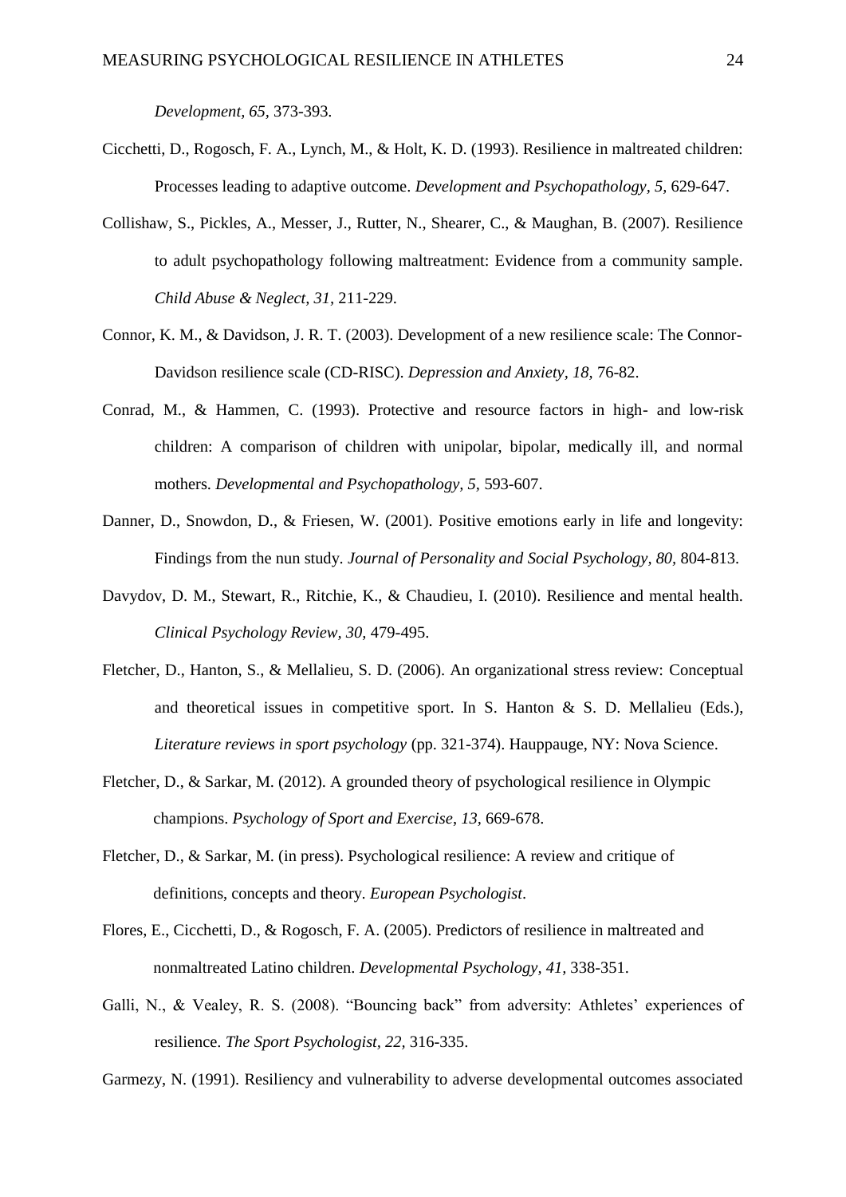*Development, 65,* 373-393.

Cicchetti, D., Rogosch, F. A., Lynch, M., & Holt, K. D. (1993). Resilience in maltreated children: Processes leading to adaptive outcome. *Development and Psychopathology, 5,* 629-647.

Collishaw, S., Pickles, A., Messer, J., Rutter, N., Shearer, C., & Maughan, B. (2007). Resilience to adult psychopathology following maltreatment: Evidence from a community sample. *Child Abuse & Neglect, 31,* 211-229.

Connor, K. M., & Davidson, J. R. T. (2003). Development of a new resilience scale: The Connor-Davidson resilience scale (CD-RISC). *Depression and Anxiety, 18,* 76-82.

Conrad, M., & Hammen, C. (1993). Protective and resource factors in high- and low-risk children: A comparison of children with unipolar, bipolar, medically ill, and normal mothers. *Developmental and Psychopathology, 5,* 593-607.

Danner, D., Snowdon, D., & Friesen, W. (2001). Positive emotions early in life and longevity: Findings from the nun study. *Journal of Personality and Social Psychology, 80,* 804-813.

Davydov, D. M., Stewart, R., Ritchie, K., & Chaudieu, I. (2010). Resilience and mental health. *Clinical Psychology Review, 30,* 479-495.

Fletcher, D., Hanton, S., & Mellalieu, S. D. (2006). An organizational stress review: Conceptual and theoretical issues in competitive sport. In S. Hanton & S. D. Mellalieu (Eds.), *Literature reviews in sport psychology* (pp. 321-374). Hauppauge, NY: Nova Science.

Fletcher, D., & Sarkar, M. (2012). A grounded theory of psychological resilience in Olympic champions. *Psychology of Sport and Exercise, 13,* 669-678.

Fletcher, D., & Sarkar, M. (in press). Psychological resilience: A review and critique of definitions, concepts and theory. *European Psychologist*.

Flores, E., Cicchetti, D., & Rogosch, F. A. (2005). Predictors of resilience in maltreated and nonmaltreated Latino children. *Developmental Psychology, 41,* 338-351.

Galli, N., & Vealey, R. S. (2008). "Bouncing back" from adversity: Athletes' experiences of resilience. *The Sport Psychologist, 22,* 316-335.

Garmezy, N. (1991). Resiliency and vulnerability to adverse developmental outcomes associated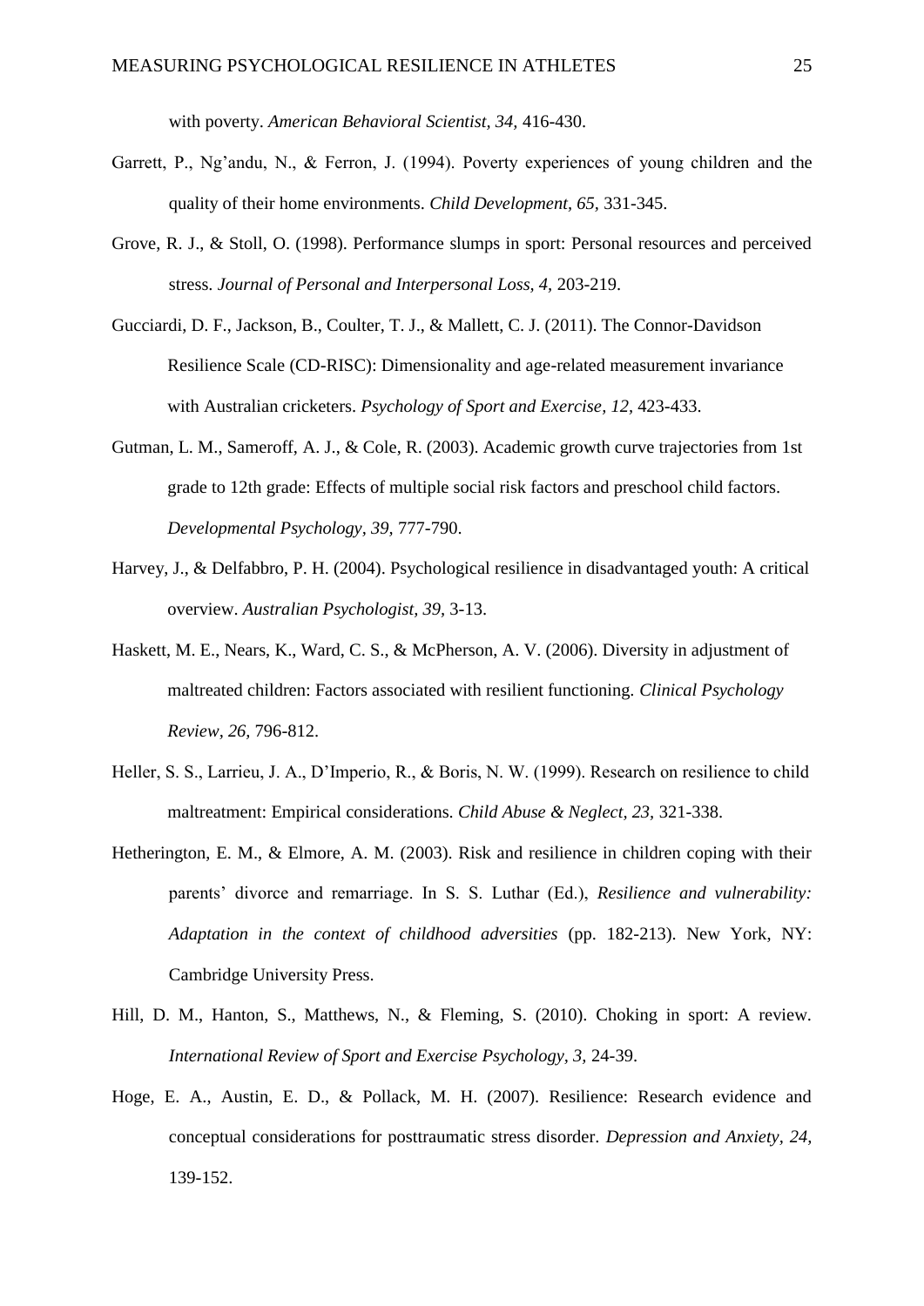with poverty. *American Behavioral Scientist, 34,* 416-430.

Garrett, P., Ng'andu, N., & Ferron, J. (1994). Poverty experiences of young children and the quality of their home environments. *Child Development, 65,* 331-345.

Grove, R. J., & Stoll, O. (1998). Performance slumps in sport: Personal resources and perceived stress. *Journal of Personal and Interpersonal Loss, 4,* 203-219.

Gucciardi, D. F., Jackson, B., Coulter, T. J., & Mallett, C. J. (2011). The Connor-Davidson Resilience Scale (CD-RISC): Dimensionality and age-related measurement invariance with Australian cricketers. *Psychology of Sport and Exercise, 12,* 423-433.

Gutman, L. M., Sameroff, A. J., & Cole, R. (2003). Academic growth curve trajectories from 1st grade to 12th grade: Effects of multiple social risk factors and preschool child factors. *Developmental Psychology, 39,* 777-790.

Harvey, J., & Delfabbro, P. H. (2004). Psychological resilience in disadvantaged youth: A critical overview. *Australian Psychologist, 39,* 3-13.

Haskett, M. E., Nears, K., Ward, C. S., & McPherson, A. V. (2006). Diversity in adjustment of maltreated children: Factors associated with resilient functioning. *Clinical Psychology Review, 26,* 796-812.

Heller, S. S., Larrieu, J. A., D'Imperio, R., & Boris, N. W. (1999). Research on resilience to child maltreatment: Empirical considerations. *Child Abuse & Neglect, 23,* 321-338.

Hetherington, E. M., & Elmore, A. M. (2003). Risk and resilience in children coping with their parents' divorce and remarriage. In S. S. Luthar (Ed.), *Resilience and vulnerability: Adaptation in the context of childhood adversities* (pp. 182-213). New York, NY: Cambridge University Press.

Hill, D. M., Hanton, S., Matthews, N., & Fleming, S. (2010). Choking in sport: A review. *International Review of Sport and Exercise Psychology, 3,* 24-39.

Hoge, E. A., Austin, E. D., & Pollack, M. H. (2007). Resilience: Research evidence and conceptual considerations for posttraumatic stress disorder. *Depression and Anxiety, 24,* 139-152.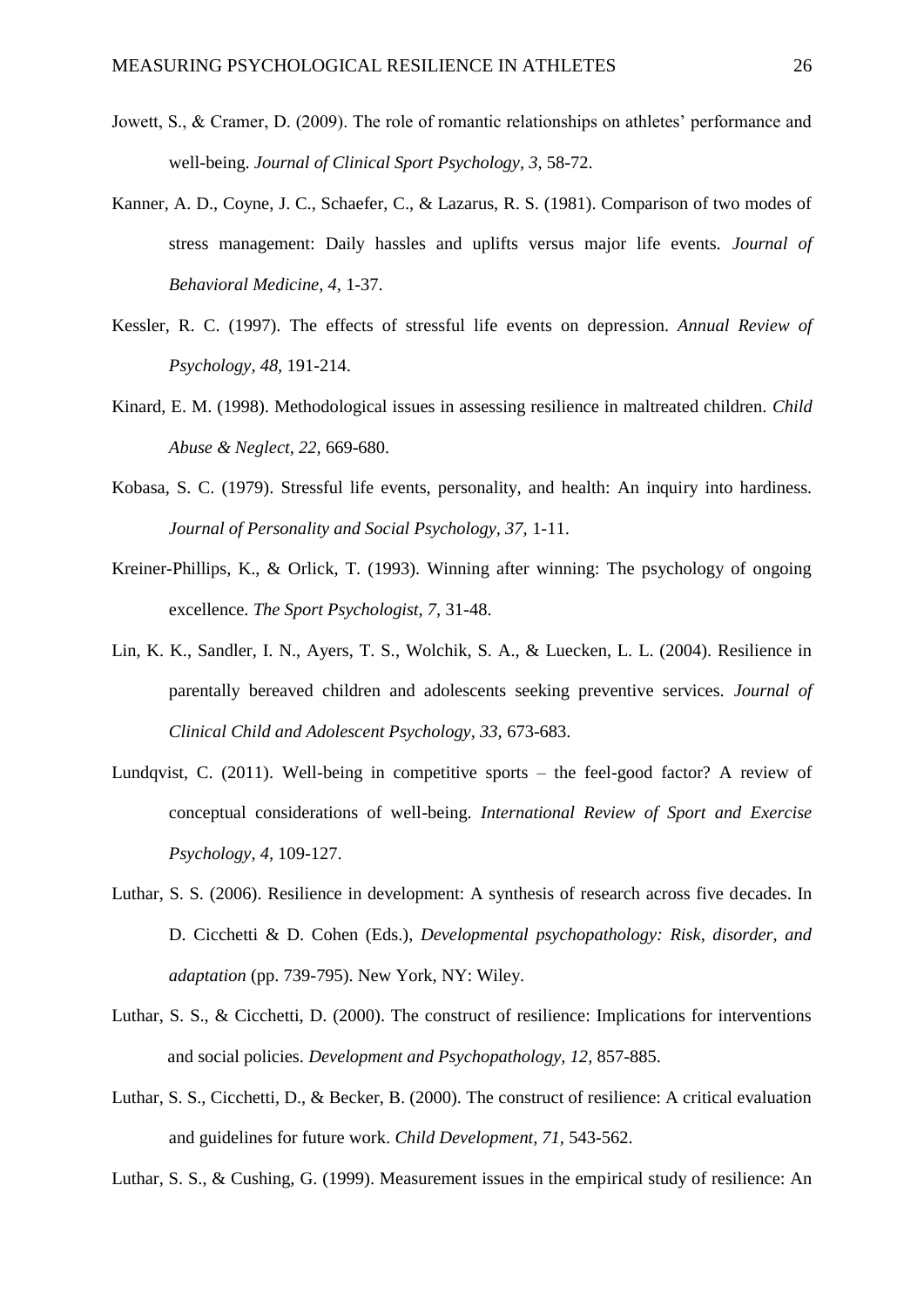Jowett, S., & Cramer, D. (2009). The role of romantic relationships on athletes' performance and well-being. *Journal of Clinical Sport Psychology, 3,* 58-72.

Kanner, A. D., Coyne, J. C., Schaefer, C., & Lazarus, R. S. (1981). Comparison of two modes of stress management: Daily hassles and uplifts versus major life events. *Journal of Behavioral Medicine, 4,* 1-37.

Kessler, R. C. (1997). The effects of stressful life events on depression. *Annual Review of Psychology, 48,* 191-214.

Kinard, E. M. (1998). Methodological issues in assessing resilience in maltreated children. *Child Abuse & Neglect, 22,* 669-680.

Kobasa, S. C. (1979). Stressful life events, personality, and health: An inquiry into hardiness. *Journal of Personality and Social Psychology, 37,* 1-11.

Kreiner-Phillips, K., & Orlick, T. (1993). Winning after winning: The psychology of ongoing excellence. *The Sport Psychologist, 7,* 31-48.

Lin, K. K., Sandler, I. N., Ayers, T. S., Wolchik, S. A., & Luecken, L. L. (2004). Resilience in parentally bereaved children and adolescents seeking preventive services. *Journal of Clinical Child and Adolescent Psychology, 33,* 673-683.

Lundqvist, C. (2011). Well-being in competitive sports – the feel-good factor? A review of conceptual considerations of well-being. *International Review of Sport and Exercise Psychology, 4,* 109-127.

Luthar, S. S. (2006). Resilience in development: A synthesis of research across five decades. In D. Cicchetti & D. Cohen (Eds.), *Developmental psychopathology: Risk, disorder, and adaptation* (pp. 739-795). New York, NY: Wiley.

Luthar, S. S., & Cicchetti, D. (2000). The construct of resilience: Implications for interventions and social policies. *Development and Psychopathology, 12,* 857-885.

Luthar, S. S., Cicchetti, D., & Becker, B. (2000). The construct of resilience: A critical evaluation and guidelines for future work. *Child Development, 71,* 543-562.

Luthar, S. S., & Cushing, G. (1999). Measurement issues in the empirical study of resilience: An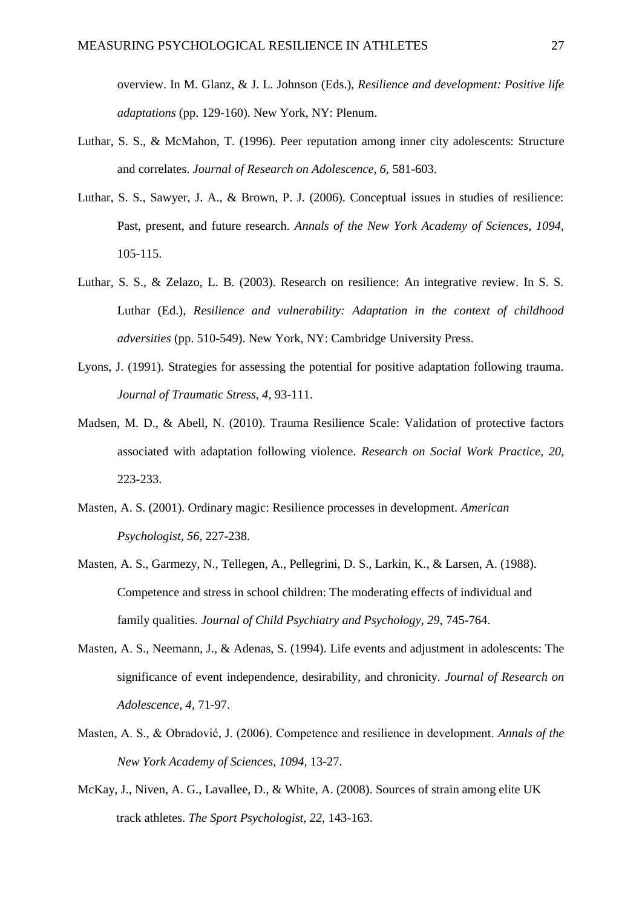overview. In M. Glanz, & J. L. Johnson (Eds.), *Resilience and development: Positive life adaptations* (pp. 129-160). New York, NY: Plenum.

Luthar, S. S., & McMahon, T. (1996). Peer reputation among inner city adolescents: Structure and correlates. *Journal of Research on Adolescence, 6,* 581-603.

Luthar, S. S., Sawyer, J. A., & Brown, P. J. (2006). Conceptual issues in studies of resilience: Past, present, and future research. *Annals of the New York Academy of Sciences, 1094,* 105-115.

Luthar, S. S., & Zelazo, L. B. (2003). Research on resilience: An integrative review. In S. S. Luthar (Ed.), *Resilience and vulnerability: Adaptation in the context of childhood adversities* (pp. 510-549). New York, NY: Cambridge University Press.

Lyons, J. (1991). Strategies for assessing the potential for positive adaptation following trauma. *Journal of Traumatic Stress, 4,* 93-111.

Madsen, M. D., & Abell, N. (2010). Trauma Resilience Scale: Validation of protective factors associated with adaptation following violence. *Research on Social Work Practice, 20,* 223-233.

Masten, A. S. (2001). Ordinary magic: Resilience processes in development. *American Psychologist, 56,* 227-238.

Masten, A. S., Garmezy, N., Tellegen, A., Pellegrini, D. S., Larkin, K., & Larsen, A. (1988). Competence and stress in school children: The moderating effects of individual and family qualities. *Journal of Child Psychiatry and Psychology, 29,* 745-764.

Masten, A. S., Neemann, J., & Adenas, S. (1994). Life events and adjustment in adolescents: The significance of event independence, desirability, and chronicity. *Journal of Research on Adolescence, 4,* 71-97.

Masten, A. S., & Obradović, J. (2006). Competence and resilience in development. *Annals of the New York Academy of Sciences, 1094,* 13-27.

McKay, J., Niven, A. G., Lavallee, D., & White, A. (2008). Sources of strain among elite UK track athletes. *The Sport Psychologist, 22,* 143-163.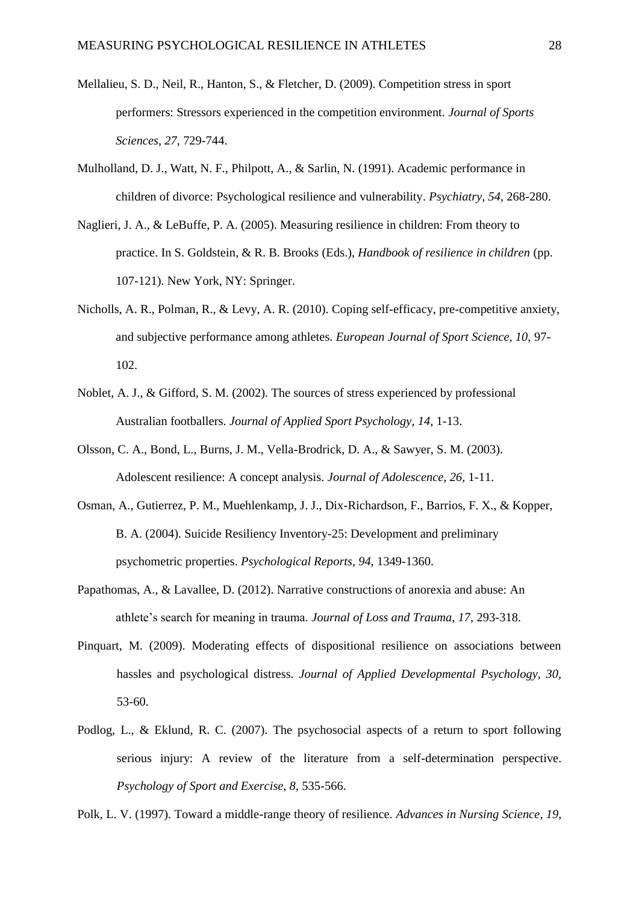Mellalieu, S. D., Neil, R., Hanton, S., & Fletcher, D. (2009). Competition stress in sport performers: Stressors experienced in the competition environment. *Journal of Sports Sciences*, *27*, 729-744.

Mulholland, D. J., Watt, N. F., Philpott, A., & Sarlin, N. (1991). Academic performance in children of divorce: Psychological resilience and vulnerability. *Psychiatry, 54,* 268-280.

Naglieri, J. A., & LeBuffe, P. A. (2005). Measuring resilience in children: From theory to practice. In S. Goldstein, & R. B. Brooks (Eds.), *Handbook of resilience in children* (pp. 107-121). New York, NY: Springer.

Nicholls, A. R., Polman, R., & Levy, A. R. (2010). Coping self-efficacy, pre-competitive anxiety, and subjective performance among athletes. *European Journal of Sport Science, 10,* 97-102.

Noblet, A. J., & Gifford, S. M. (2002). The sources of stress experienced by professional Australian footballers. *Journal of Applied Sport Psychology, 14,* 1-13.

Olsson, C. A., Bond, L., Burns, J. M., Vella-Brodrick, D. A., & Sawyer, S. M. (2003). Adolescent resilience: A concept analysis. *Journal of Adolescence, 26,* 1-11.

Osman, A., Gutierrez, P. M., Muehlenkamp, J. J., Dix-Richardson, F., Barrios, F. X., & Kopper, B. A. (2004). Suicide Resiliency Inventory-25: Development and preliminary psychometric properties. *Psychological Reports, 94,* 1349-1360.

Papathomas, A., & Lavallee, D. (2012). Narrative constructions of anorexia and abuse: An athlete's search for meaning in trauma. *Journal of Loss and Trauma, 17,* 293-318.

Pinquart, M. (2009). Moderating effects of dispositional resilience on associations between hassles and psychological distress. *Journal of Applied Developmental Psychology, 30,* 53-60.

Podlog, L., & Eklund, R. C. (2007). The psychosocial aspects of a return to sport following serious injury: A review of the literature from a self-determination perspective. *Psychology of Sport and Exercise, 8*, 535-566.

Polk, L. V. (1997). Toward a middle-range theory of resilience. *Advances in Nursing Science, 19,*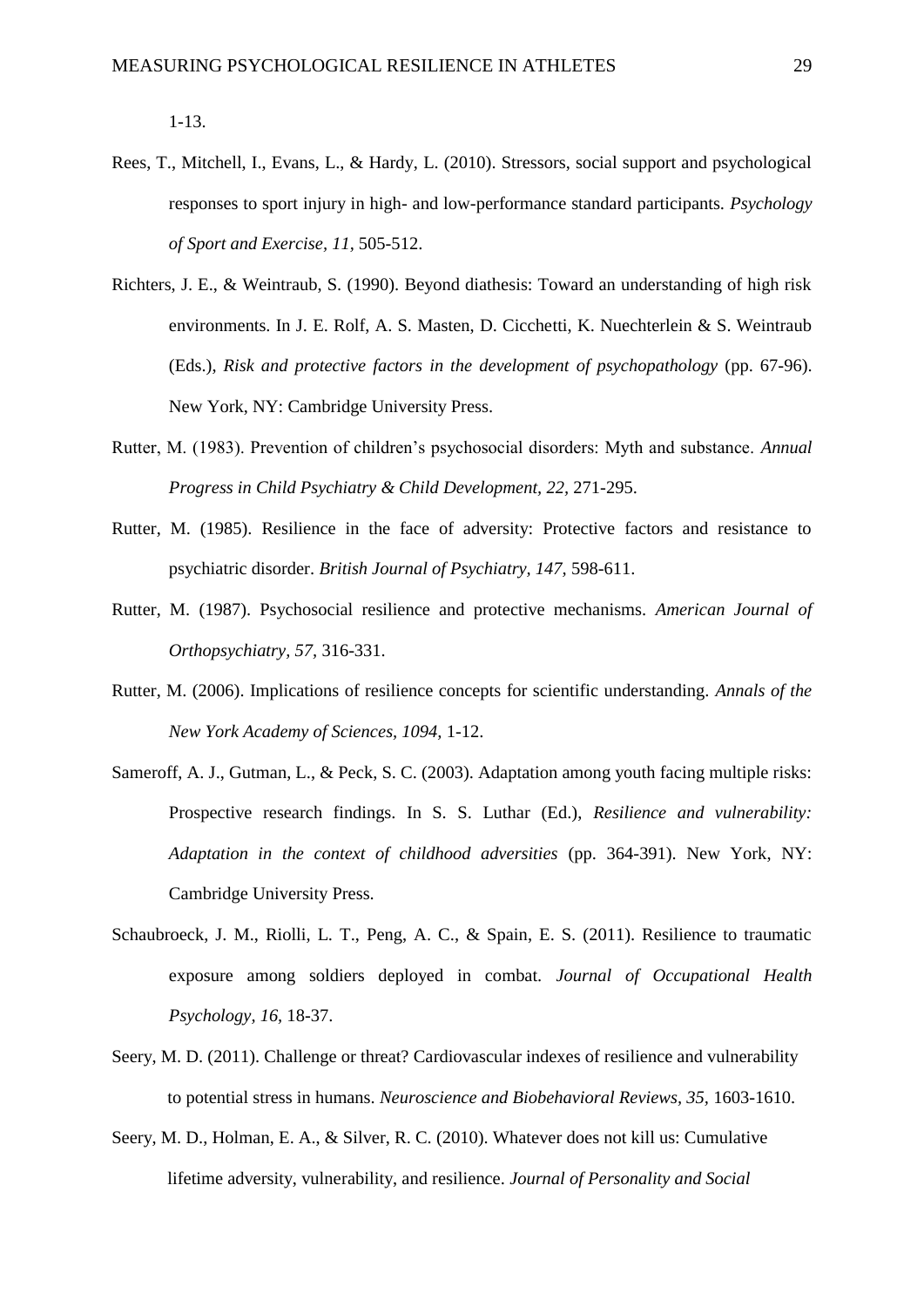1-13.

Rees, T., Mitchell, I., Evans, L., & Hardy, L. (2010). Stressors, social support and psychological responses to sport injury in high- and low-performance standard participants. *Psychology of Sport and Exercise, 11,* 505-512.

Richters, J. E., & Weintraub, S. (1990). Beyond diathesis: Toward an understanding of high risk environments. In J. E. Rolf, A. S. Masten, D. Cicchetti, K. Nuechterlein & S. Weintraub (Eds.), *Risk and protective factors in the development of psychopathology* (pp. 67-96). New York, NY: Cambridge University Press.

Rutter, M. (1983). Prevention of children's psychosocial disorders: Myth and substance. *Annual Progress in Child Psychiatry & Child Development, 22,* 271-295.

Rutter, M. (1985). Resilience in the face of adversity: Protective factors and resistance to psychiatric disorder. *British Journal of Psychiatry, 147,* 598-611.

Rutter, M. (1987). Psychosocial resilience and protective mechanisms. *American Journal of Orthopsychiatry, 57,* 316-331.

Rutter, M. (2006). Implications of resilience concepts for scientific understanding. *Annals of the New York Academy of Sciences, 1094,* 1-12.

Sameroff, A. J., Gutman, L., & Peck, S. C. (2003). Adaptation among youth facing multiple risks: Prospective research findings. In S. S. Luthar (Ed.), *Resilience and vulnerability: Adaptation in the context of childhood adversities* (pp. 364-391). New York, NY: Cambridge University Press.

Schaubroeck, J. M., Riolli, L. T., Peng, A. C., & Spain, E. S. (2011). Resilience to traumatic exposure among soldiers deployed in combat. *Journal of Occupational Health Psychology, 16,* 18-37.

Seery, M. D. (2011). Challenge or threat? Cardiovascular indexes of resilience and vulnerability to potential stress in humans. *Neuroscience and Biobehavioral Reviews, 35,* 1603-1610.

Seery, M. D., Holman, E. A., & Silver, R. C. (2010). Whatever does not kill us: Cumulative lifetime adversity, vulnerability, and resilience. *Journal of Personality and Social*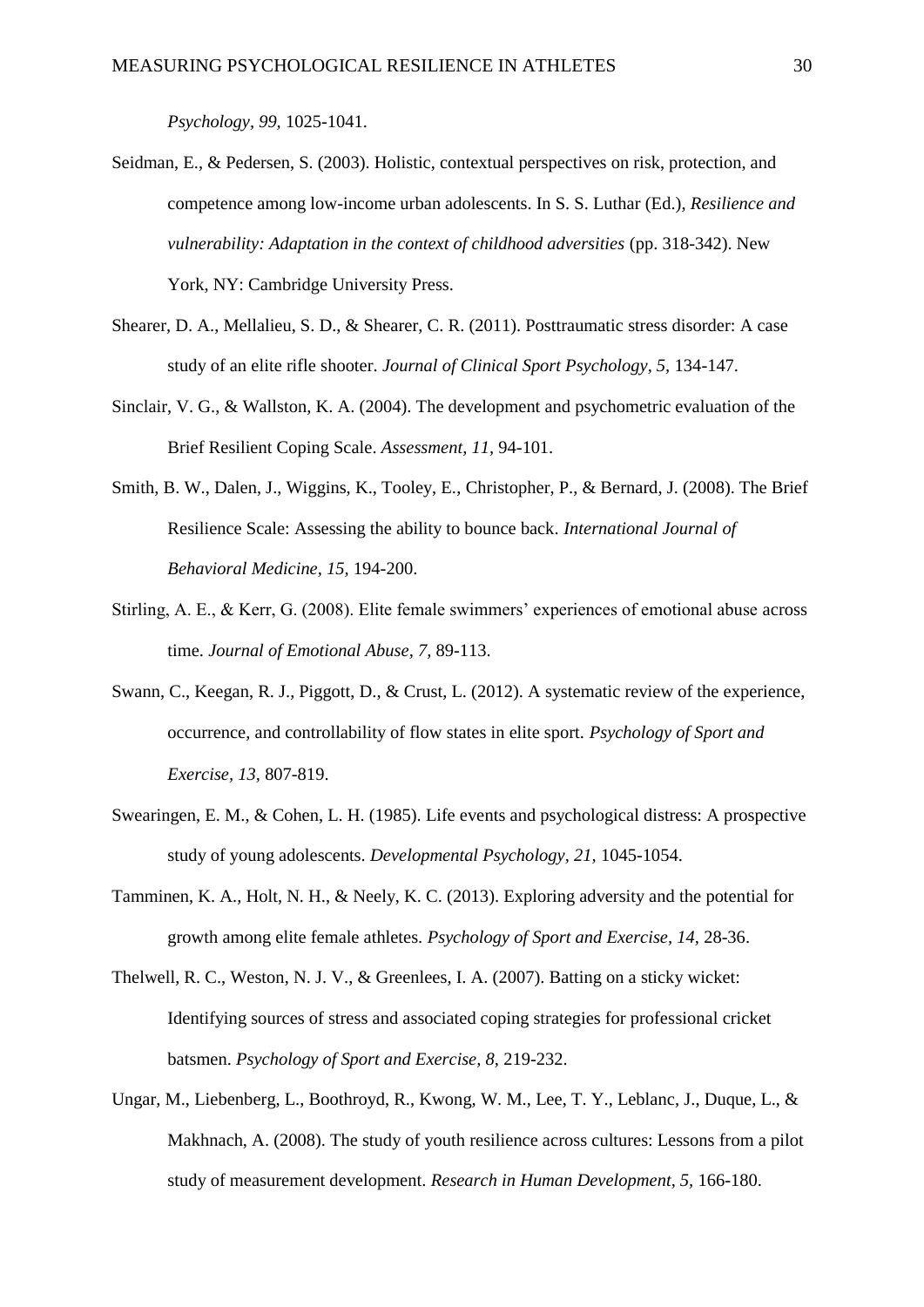*Psychology, 99*, 1025-1041.

Seidman, E., & Pedersen, S. (2003). Holistic, contextual perspectives on risk, protection, and competence among low-income urban adolescents. In S. S. Luthar (Ed.), *Resilience and vulnerability: Adaptation in the context of childhood adversities* (pp. 318-342). New York, NY: Cambridge University Press.

Shearer, D. A., Mellalieu, S. D., & Shearer, C. R. (2011). Posttraumatic stress disorder: A case study of an elite rifle shooter. *Journal of Clinical Sport Psychology, 5*, 134-147.

Sinclair, V. G., & Wallston, K. A. (2004). The development and psychometric evaluation of the Brief Resilient Coping Scale. *Assessment, 11*, 94-101.

Smith, B. W., Dalen, J., Wiggins, K., Tooley, E., Christopher, P., & Bernard, J. (2008). The Brief Resilience Scale: Assessing the ability to bounce back. *International Journal of Behavioral Medicine, 15*, 194-200.

Stirling, A. E., & Kerr, G. (2008). Elite female swimmers' experiences of emotional abuse across time. *Journal of Emotional Abuse, 7*, 89-113.

Swann, C., Keegan, R. J., Piggott, D., & Crust, L. (2012). A systematic review of the experience, occurrence, and controllability of flow states in elite sport. *Psychology of Sport and Exercise, 13*, 807-819.

Swearingen, E. M., & Cohen, L. H. (1985). Life events and psychological distress: A prospective study of young adolescents. *Developmental Psychology, 21*, 1045-1054.

Tamminen, K. A., Holt, N. H., & Neely, K. C. (2013). Exploring adversity and the potential for growth among elite female athletes. *Psychology of Sport and Exercise, 14*, 28-36.

Thelwell, R. C., Weston, N. J. V., & Greenlees, I. A. (2007). Batting on a sticky wicket: Identifying sources of stress and associated coping strategies for professional cricket batsmen. *Psychology of Sport and Exercise, 8*, 219-232.

Ungar, M., Liebenberg, L., Boothroyd, R., Kwong, W. M., Lee, T. Y., Leblanc, J., Duque, L., & Makhnach, A. (2008). The study of youth resilience across cultures: Lessons from a pilot study of measurement development. *Research in Human Development, 5*, 166-180.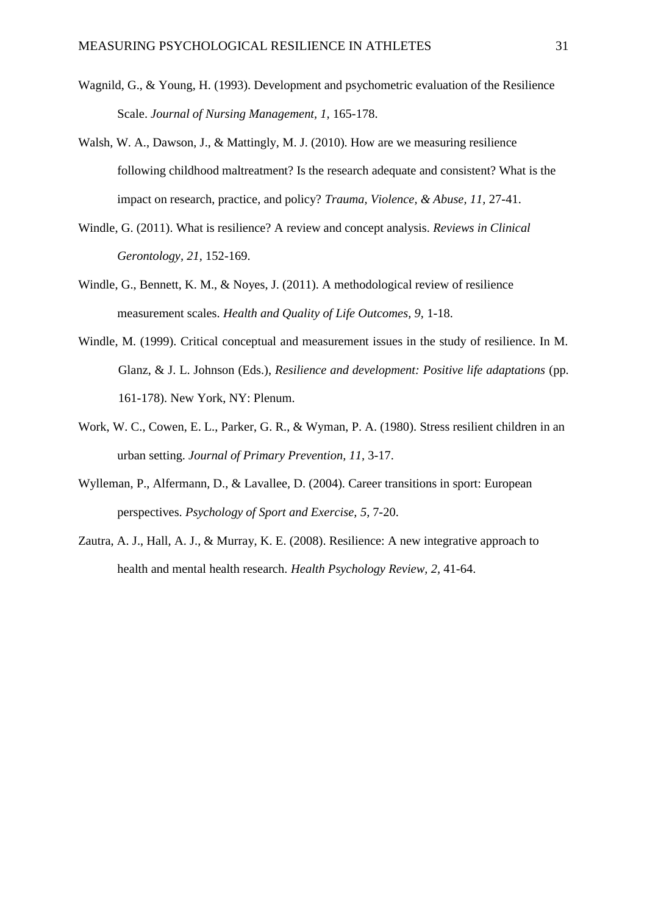Wagnild, G., & Young, H. (1993). Development and psychometric evaluation of the Resilience Scale. *Journal of Nursing Management, 1,* 165-178.

Walsh, W. A., Dawson, J., & Mattingly, M. J. (2010). How are we measuring resilience following childhood maltreatment? Is the research adequate and consistent? What is the impact on research, practice, and policy? *Trauma, Violence, & Abuse, 11,* 27-41.

Windle, G. (2011). What is resilience? A review and concept analysis. *Reviews in Clinical Gerontology, 21,* 152-169.

Windle, G., Bennett, K. M., & Noyes, J. (2011). A methodological review of resilience measurement scales. *Health and Quality of Life Outcomes, 9,* 1-18.

Windle, M. (1999). Critical conceptual and measurement issues in the study of resilience. In M. Glanz, & J. L. Johnson (Eds.), *Resilience and development: Positive life adaptations* (pp. 161-178). New York, NY: Plenum.

Work, W. C., Cowen, E. L., Parker, G. R., & Wyman, P. A. (1980). Stress resilient children in an urban setting. *Journal of Primary Prevention, 11,* 3-17.

Wylleman, P., Alfermann, D., & Lavallee, D. (2004). Career transitions in sport: European perspectives. *Psychology of Sport and Exercise, 5,* 7-20.

Zautra, A. J., Hall, A. J., & Murray, K. E. (2008). Resilience: A new integrative approach to health and mental health research. *Health Psychology Review, 2,* 41-64.